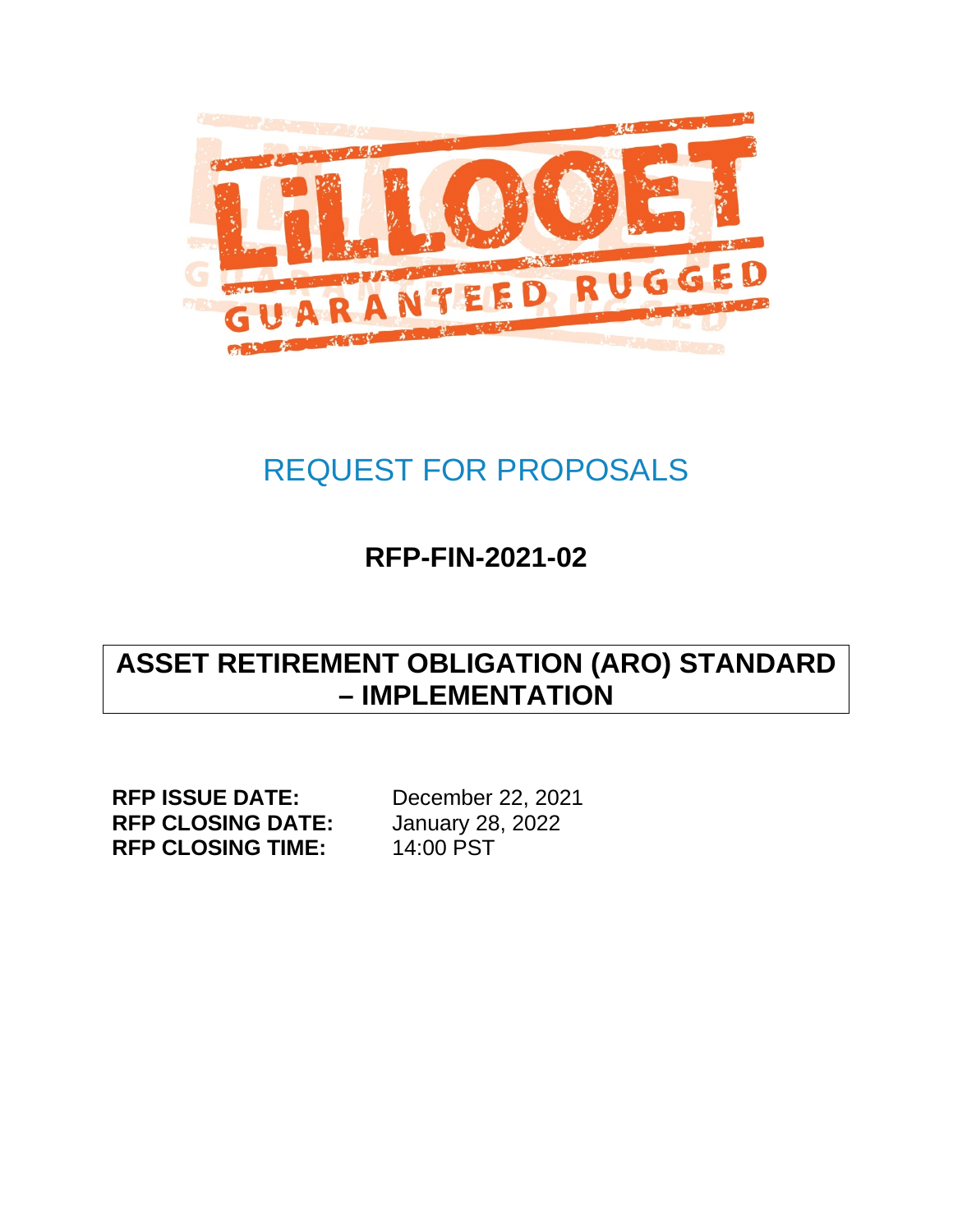LiLLOOET

GUARANTEED RUGGED

# REQUEST FOR PROPOSALS

## RFP-FIN-2021-02

## ASSET RETIREMENT OBLIGATION (ARO) STANDARD – IMPLEMENTATION

**RFP ISSUE DATE:** December 22, 2021
**RFP CLOSING DATE:** January 28, 2022
**RFP CLOSING TIME:** 14:00 PST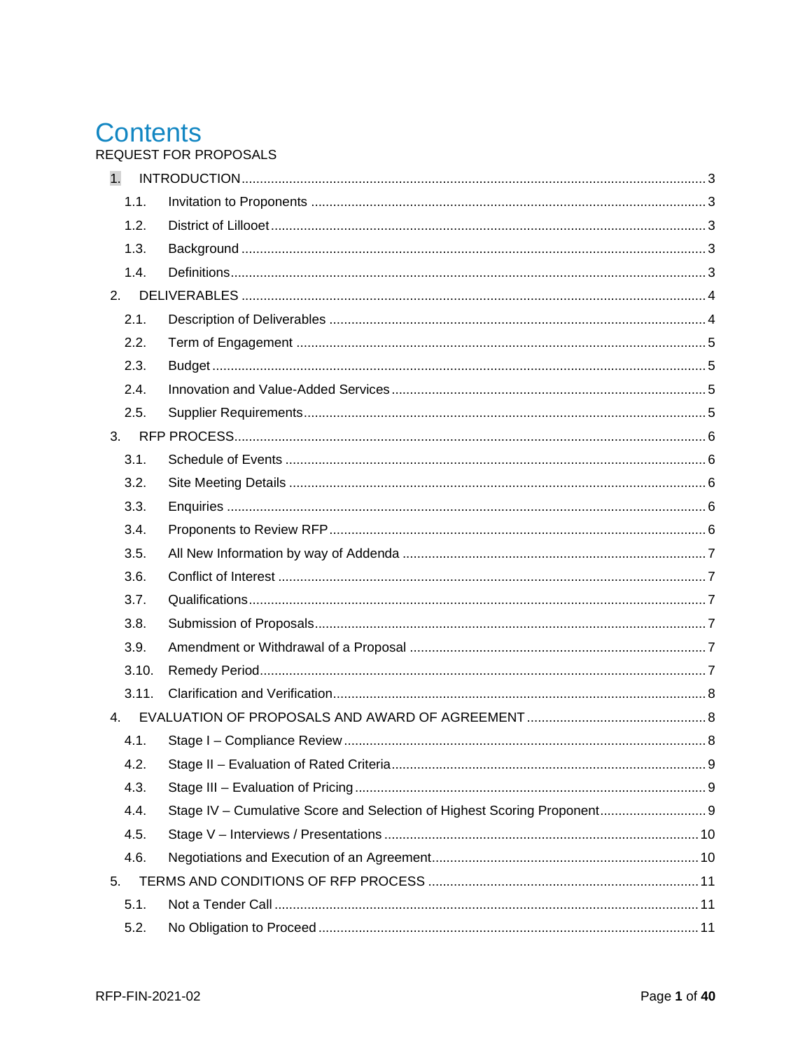# Contents

REQUEST FOR PROPOSALS

- 1. INTRODUCTION .......... 3
  - 1.1. Invitation to Proponents .......... 3
  - 1.2. District of Lillooet .......... 3
  - 1.3. Background .......... 3
  - 1.4. Definitions .......... 3
- 2. DELIVERABLES .......... 4
  - 2.1. Description of Deliverables .......... 4
  - 2.2. Term of Engagement .......... 5
  - 2.3. Budget .......... 5
  - 2.4. Innovation and Value-Added Services .......... 5
  - 2.5. Supplier Requirements .......... 5
- 3. RFP PROCESS .......... 6
  - 3.1. Schedule of Events .......... 6
  - 3.2. Site Meeting Details .......... 6
  - 3.3. Enquiries .......... 6
  - 3.4. Proponents to Review RFP .......... 6
  - 3.5. All New Information by way of Addenda .......... 7
  - 3.6. Conflict of Interest .......... 7
  - 3.7. Qualifications .......... 7
  - 3.8. Submission of Proposals .......... 7
  - 3.9. Amendment or Withdrawal of a Proposal .......... 7
  - 3.10. Remedy Period .......... 7
  - 3.11. Clarification and Verification .......... 8
- 4. EVALUATION OF PROPOSALS AND AWARD OF AGREEMENT .......... 8
  - 4.1. Stage I – Compliance Review .......... 8
  - 4.2. Stage II – Evaluation of Rated Criteria .......... 9
  - 4.3. Stage III – Evaluation of Pricing .......... 9
  - 4.4. Stage IV – Cumulative Score and Selection of Highest Scoring Proponent .......... 9
  - 4.5. Stage V – Interviews / Presentations .......... 10
  - 4.6. Negotiations and Execution of an Agreement .......... 10
- 5. TERMS AND CONDITIONS OF RFP PROCESS .......... 11
  - 5.1. Not a Tender Call .......... 11
  - 5.2. No Obligation to Proceed .......... 11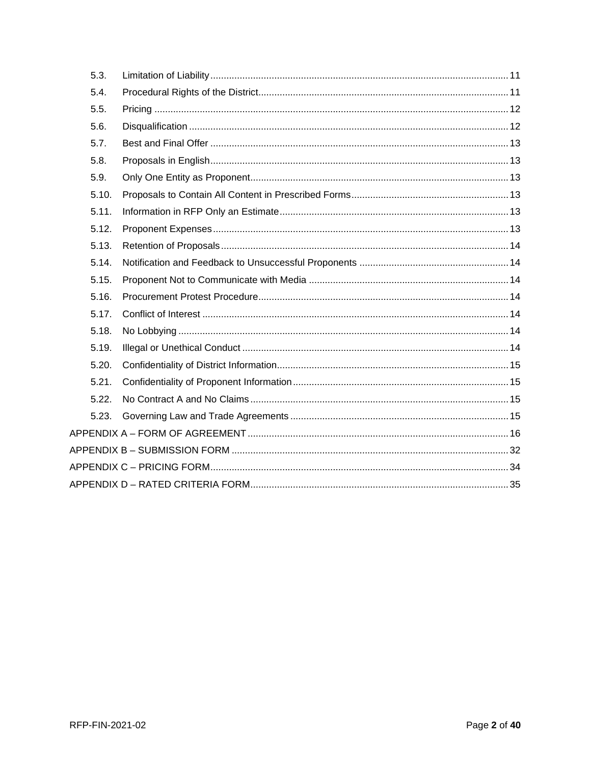5.3. Limitation of Liability ........ 11
5.4. Procedural Rights of the District ........ 11
5.5. Pricing ........ 12
5.6. Disqualification ........ 12
5.7. Best and Final Offer ........ 13
5.8. Proposals in English ........ 13
5.9. Only One Entity as Proponent ........ 13
5.10. Proposals to Contain All Content in Prescribed Forms ........ 13
5.11. Information in RFP Only an Estimate ........ 13
5.12. Proponent Expenses ........ 13
5.13. Retention of Proposals ........ 14
5.14. Notification and Feedback to Unsuccessful Proponents ........ 14
5.15. Proponent Not to Communicate with Media ........ 14
5.16. Procurement Protest Procedure ........ 14
5.17. Conflict of Interest ........ 14
5.18. No Lobbying ........ 14
5.19. Illegal or Unethical Conduct ........ 14
5.20. Confidentiality of District Information ........ 15
5.21. Confidentiality of Proponent Information ........ 15
5.22. No Contract A and No Claims ........ 15
5.23. Governing Law and Trade Agreements ........ 15

APPENDIX A – FORM OF AGREEMENT ........ 16
APPENDIX B – SUBMISSION FORM ........ 32
APPENDIX C – PRICING FORM ........ 34
APPENDIX D – RATED CRITERIA FORM ........ 35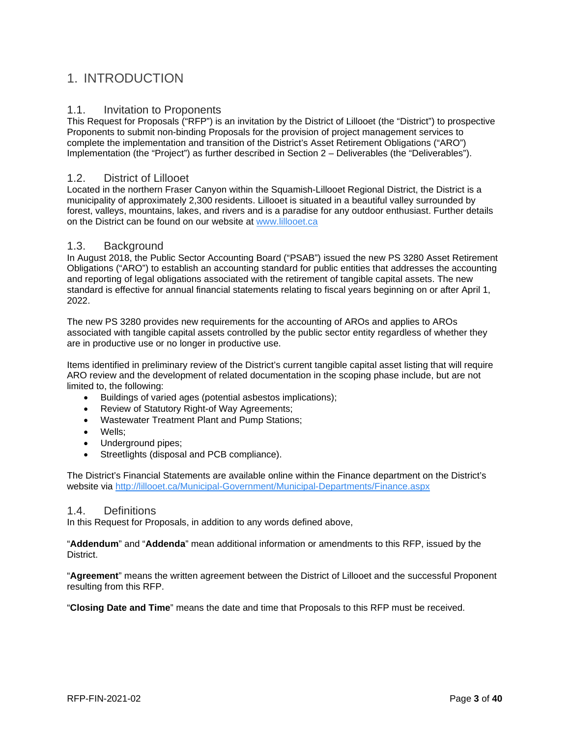# 1. INTRODUCTION

## 1.1. Invitation to Proponents

This Request for Proposals ("RFP") is an invitation by the District of Lillooet (the "District") to prospective Proponents to submit non-binding Proposals for the provision of project management services to complete the implementation and transition of the District's Asset Retirement Obligations ("ARO") Implementation (the "Project") as further described in Section 2 – Deliverables (the "Deliverables").

## 1.2. District of Lillooet

Located in the northern Fraser Canyon within the Squamish-Lillooet Regional District, the District is a municipality of approximately 2,300 residents. Lillooet is situated in a beautiful valley surrounded by forest, valleys, mountains, lakes, and rivers and is a paradise for any outdoor enthusiast. Further details on the District can be found on our website at [www.lillooet.ca](http://www.lillooet.ca)

## 1.3. Background

In August 2018, the Public Sector Accounting Board ("PSAB") issued the new PS 3280 Asset Retirement Obligations ("ARO") to establish an accounting standard for public entities that addresses the accounting and reporting of legal obligations associated with the retirement of tangible capital assets. The new standard is effective for annual financial statements relating to fiscal years beginning on or after April 1, 2022.

The new PS 3280 provides new requirements for the accounting of AROs and applies to AROs associated with tangible capital assets controlled by the public sector entity regardless of whether they are in productive use or no longer in productive use.

Items identified in preliminary review of the District's current tangible capital asset listing that will require ARO review and the development of related documentation in the scoping phase include, but are not limited to, the following:

- Buildings of varied ages (potential asbestos implications);
- Review of Statutory Right-of Way Agreements;
- Wastewater Treatment Plant and Pump Stations;
- Wells;
- Underground pipes;
- Streetlights (disposal and PCB compliance).

The District's Financial Statements are available online within the Finance department on the District's website via [http://lillooet.ca/Municipal-Government/Municipal-Departments/Finance.aspx](http://lillooet.ca/Municipal-Government/Municipal-Departments/Finance.aspx)

## 1.4. Definitions

In this Request for Proposals, in addition to any words defined above,

"**Addendum**" and "**Addenda**" mean additional information or amendments to this RFP, issued by the District.

"**Agreement**" means the written agreement between the District of Lillooet and the successful Proponent resulting from this RFP.

"**Closing Date and Time**" means the date and time that Proposals to this RFP must be received.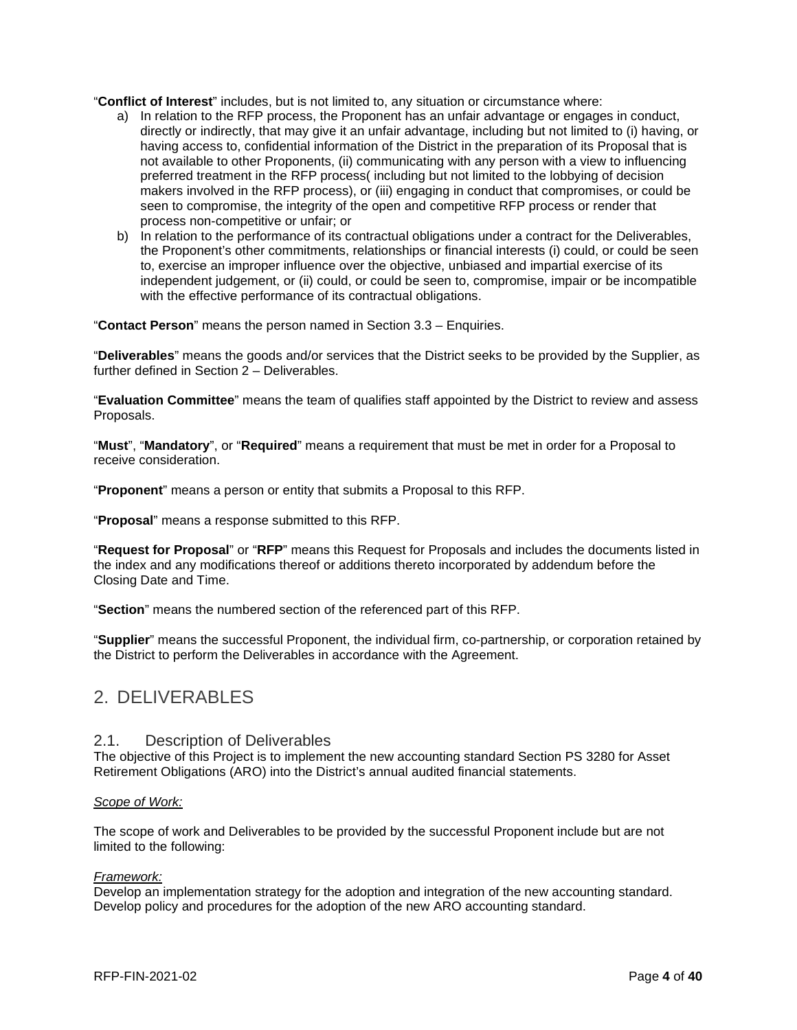"**Conflict of Interest**" includes, but is not limited to, any situation or circumstance where:

a) In relation to the RFP process, the Proponent has an unfair advantage or engages in conduct, directly or indirectly, that may give it an unfair advantage, including but not limited to (i) having, or having access to, confidential information of the District in the preparation of its Proposal that is not available to other Proponents, (ii) communicating with any person with a view to influencing preferred treatment in the RFP process( including but not limited to the lobbying of decision makers involved in the RFP process), or (iii) engaging in conduct that compromises, or could be seen to compromise, the integrity of the open and competitive RFP process or render that process non-competitive or unfair; or
b) In relation to the performance of its contractual obligations under a contract for the Deliverables, the Proponent's other commitments, relationships or financial interests (i) could, or could be seen to, exercise an improper influence over the objective, unbiased and impartial exercise of its independent judgement, or (ii) could, or could be seen to, compromise, impair or be incompatible with the effective performance of its contractual obligations.

"**Contact Person**" means the person named in Section 3.3 – Enquiries.

"**Deliverables**" means the goods and/or services that the District seeks to be provided by the Supplier, as further defined in Section 2 – Deliverables.

"**Evaluation Committee**" means the team of qualifies staff appointed by the District to review and assess Proposals.

"**Must**", "**Mandatory**", or "**Required**" means a requirement that must be met in order for a Proposal to receive consideration.

"**Proponent**" means a person or entity that submits a Proposal to this RFP.

"**Proposal**" means a response submitted to this RFP.

"**Request for Proposal**" or "**RFP**" means this Request for Proposals and includes the documents listed in the index and any modifications thereof or additions thereto incorporated by addendum before the Closing Date and Time.

"**Section**" means the numbered section of the referenced part of this RFP.

"**Supplier**" means the successful Proponent, the individual firm, co-partnership, or corporation retained by the District to perform the Deliverables in accordance with the Agreement.

# 2. DELIVERABLES

## 2.1. Description of Deliverables

The objective of this Project is to implement the new accounting standard Section PS 3280 for Asset Retirement Obligations (ARO) into the District's annual audited financial statements.

*Scope of Work:*

The scope of work and Deliverables to be provided by the successful Proponent include but are not limited to the following:

*Framework:*

Develop an implementation strategy for the adoption and integration of the new accounting standard. Develop policy and procedures for the adoption of the new ARO accounting standard.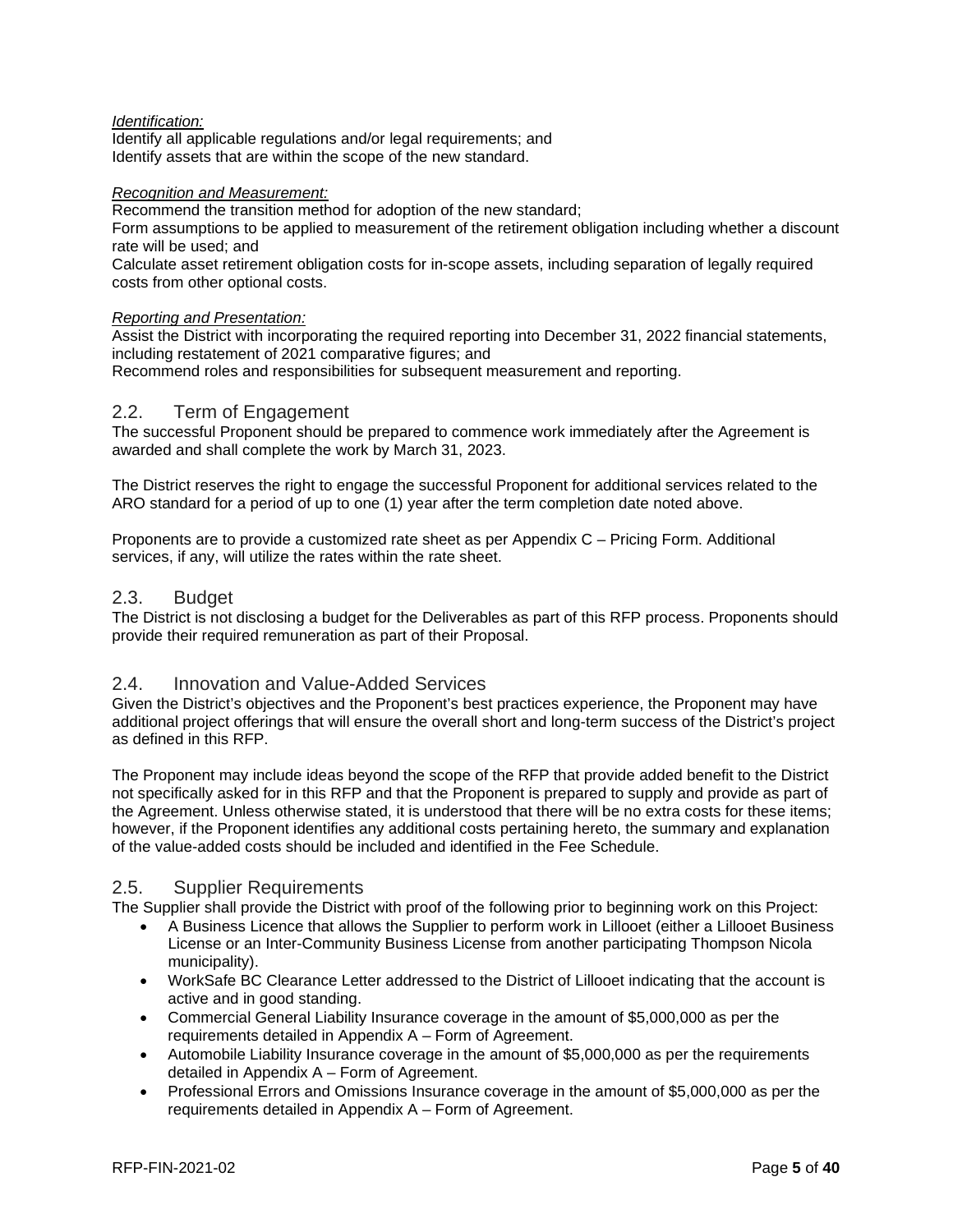*Identification:*
Identify all applicable regulations and/or legal requirements; and
Identify assets that are within the scope of the new standard.

*Recognition and Measurement:*
Recommend the transition method for adoption of the new standard;
Form assumptions to be applied to measurement of the retirement obligation including whether a discount rate will be used; and
Calculate asset retirement obligation costs for in-scope assets, including separation of legally required costs from other optional costs.

*Reporting and Presentation:*
Assist the District with incorporating the required reporting into December 31, 2022 financial statements, including restatement of 2021 comparative figures; and
Recommend roles and responsibilities for subsequent measurement and reporting.

## 2.2. Term of Engagement

The successful Proponent should be prepared to commence work immediately after the Agreement is awarded and shall complete the work by March 31, 2023.

The District reserves the right to engage the successful Proponent for additional services related to the ARO standard for a period of up to one (1) year after the term completion date noted above.

Proponents are to provide a customized rate sheet as per Appendix C – Pricing Form. Additional services, if any, will utilize the rates within the rate sheet.

## 2.3. Budget

The District is not disclosing a budget for the Deliverables as part of this RFP process. Proponents should provide their required remuneration as part of their Proposal.

## 2.4. Innovation and Value-Added Services

Given the District's objectives and the Proponent's best practices experience, the Proponent may have additional project offerings that will ensure the overall short and long-term success of the District's project as defined in this RFP.

The Proponent may include ideas beyond the scope of the RFP that provide added benefit to the District not specifically asked for in this RFP and that the Proponent is prepared to supply and provide as part of the Agreement. Unless otherwise stated, it is understood that there will be no extra costs for these items; however, if the Proponent identifies any additional costs pertaining hereto, the summary and explanation of the value-added costs should be included and identified in the Fee Schedule.

## 2.5. Supplier Requirements

The Supplier shall provide the District with proof of the following prior to beginning work on this Project:

- A Business Licence that allows the Supplier to perform work in Lillooet (either a Lillooet Business License or an Inter-Community Business License from another participating Thompson Nicola municipality).
- WorkSafe BC Clearance Letter addressed to the District of Lillooet indicating that the account is active and in good standing.
- Commercial General Liability Insurance coverage in the amount of $5,000,000 as per the requirements detailed in Appendix A – Form of Agreement.
- Automobile Liability Insurance coverage in the amount of $5,000,000 as per the requirements detailed in Appendix A – Form of Agreement.
- Professional Errors and Omissions Insurance coverage in the amount of $5,000,000 as per the requirements detailed in Appendix A – Form of Agreement.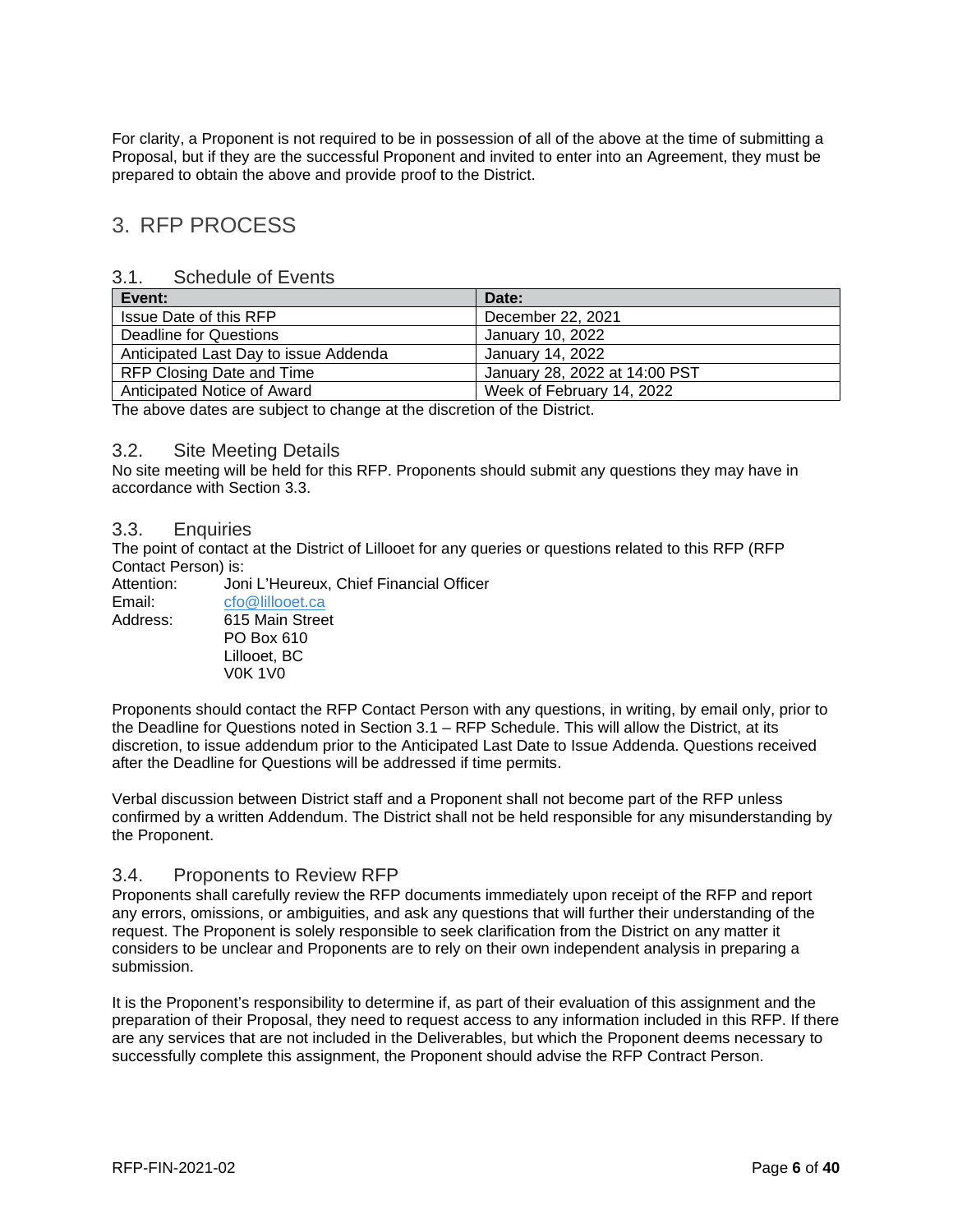For clarity, a Proponent is not required to be in possession of all of the above at the time of submitting a Proposal, but if they are the successful Proponent and invited to enter into an Agreement, they must be prepared to obtain the above and provide proof to the District.

# 3. RFP PROCESS

## 3.1. Schedule of Events

| Event: | Date: |
|---|---|
| Issue Date of this RFP | December 22, 2021 |
| Deadline for Questions | January 10, 2022 |
| Anticipated Last Day to issue Addenda | January 14, 2022 |
| RFP Closing Date and Time | January 28, 2022 at 14:00 PST |
| Anticipated Notice of Award | Week of February 14, 2022 |

The above dates are subject to change at the discretion of the District.

## 3.2. Site Meeting Details

No site meeting will be held for this RFP. Proponents should submit any questions they may have in accordance with Section 3.3.

## 3.3. Enquiries

The point of contact at the District of Lillooet for any queries or questions related to this RFP (RFP Contact Person) is:

Attention: Joni L'Heureux, Chief Financial Officer
Email: cfo@lillooet.ca
Address: 615 Main Street
PO Box 610
Lillooet, BC
V0K 1V0

Proponents should contact the RFP Contact Person with any questions, in writing, by email only, prior to the Deadline for Questions noted in Section 3.1 – RFP Schedule. This will allow the District, at its discretion, to issue addendum prior to the Anticipated Last Date to Issue Addenda. Questions received after the Deadline for Questions will be addressed if time permits.

Verbal discussion between District staff and a Proponent shall not become part of the RFP unless confirmed by a written Addendum. The District shall not be held responsible for any misunderstanding by the Proponent.

## 3.4. Proponents to Review RFP

Proponents shall carefully review the RFP documents immediately upon receipt of the RFP and report any errors, omissions, or ambiguities, and ask any questions that will further their understanding of the request. The Proponent is solely responsible to seek clarification from the District on any matter it considers to be unclear and Proponents are to rely on their own independent analysis in preparing a submission.

It is the Proponent's responsibility to determine if, as part of their evaluation of this assignment and the preparation of their Proposal, they need to request access to any information included in this RFP. If there are any services that are not included in the Deliverables, but which the Proponent deems necessary to successfully complete this assignment, the Proponent should advise the RFP Contract Person.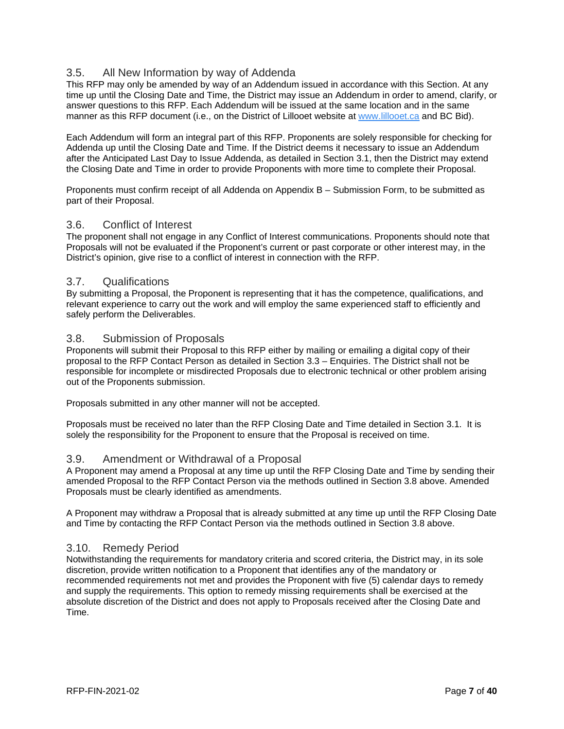## 3.5. All New Information by way of Addenda

This RFP may only be amended by way of an Addendum issued in accordance with this Section. At any time up until the Closing Date and Time, the District may issue an Addendum in order to amend, clarify, or answer questions to this RFP. Each Addendum will be issued at the same location and in the same manner as this RFP document (i.e., on the District of Lillooet website at [www.lillooet.ca](http://www.lillooet.ca) and BC Bid).

Each Addendum will form an integral part of this RFP. Proponents are solely responsible for checking for Addenda up until the Closing Date and Time. If the District deems it necessary to issue an Addendum after the Anticipated Last Day to Issue Addenda, as detailed in Section 3.1, then the District may extend the Closing Date and Time in order to provide Proponents with more time to complete their Proposal.

Proponents must confirm receipt of all Addenda on Appendix B – Submission Form, to be submitted as part of their Proposal.

## 3.6. Conflict of Interest

The proponent shall not engage in any Conflict of Interest communications. Proponents should note that Proposals will not be evaluated if the Proponent's current or past corporate or other interest may, in the District's opinion, give rise to a conflict of interest in connection with the RFP.

## 3.7. Qualifications

By submitting a Proposal, the Proponent is representing that it has the competence, qualifications, and relevant experience to carry out the work and will employ the same experienced staff to efficiently and safely perform the Deliverables.

## 3.8. Submission of Proposals

Proponents will submit their Proposal to this RFP either by mailing or emailing a digital copy of their proposal to the RFP Contact Person as detailed in Section 3.3 – Enquiries. The District shall not be responsible for incomplete or misdirected Proposals due to electronic technical or other problem arising out of the Proponents submission.

Proposals submitted in any other manner will not be accepted.

Proposals must be received no later than the RFP Closing Date and Time detailed in Section 3.1. It is solely the responsibility for the Proponent to ensure that the Proposal is received on time.

## 3.9. Amendment or Withdrawal of a Proposal

A Proponent may amend a Proposal at any time up until the RFP Closing Date and Time by sending their amended Proposal to the RFP Contact Person via the methods outlined in Section 3.8 above. Amended Proposals must be clearly identified as amendments.

A Proponent may withdraw a Proposal that is already submitted at any time up until the RFP Closing Date and Time by contacting the RFP Contact Person via the methods outlined in Section 3.8 above.

## 3.10. Remedy Period

Notwithstanding the requirements for mandatory criteria and scored criteria, the District may, in its sole discretion, provide written notification to a Proponent that identifies any of the mandatory or recommended requirements not met and provides the Proponent with five (5) calendar days to remedy and supply the requirements. This option to remedy missing requirements shall be exercised at the absolute discretion of the District and does not apply to Proposals received after the Closing Date and Time.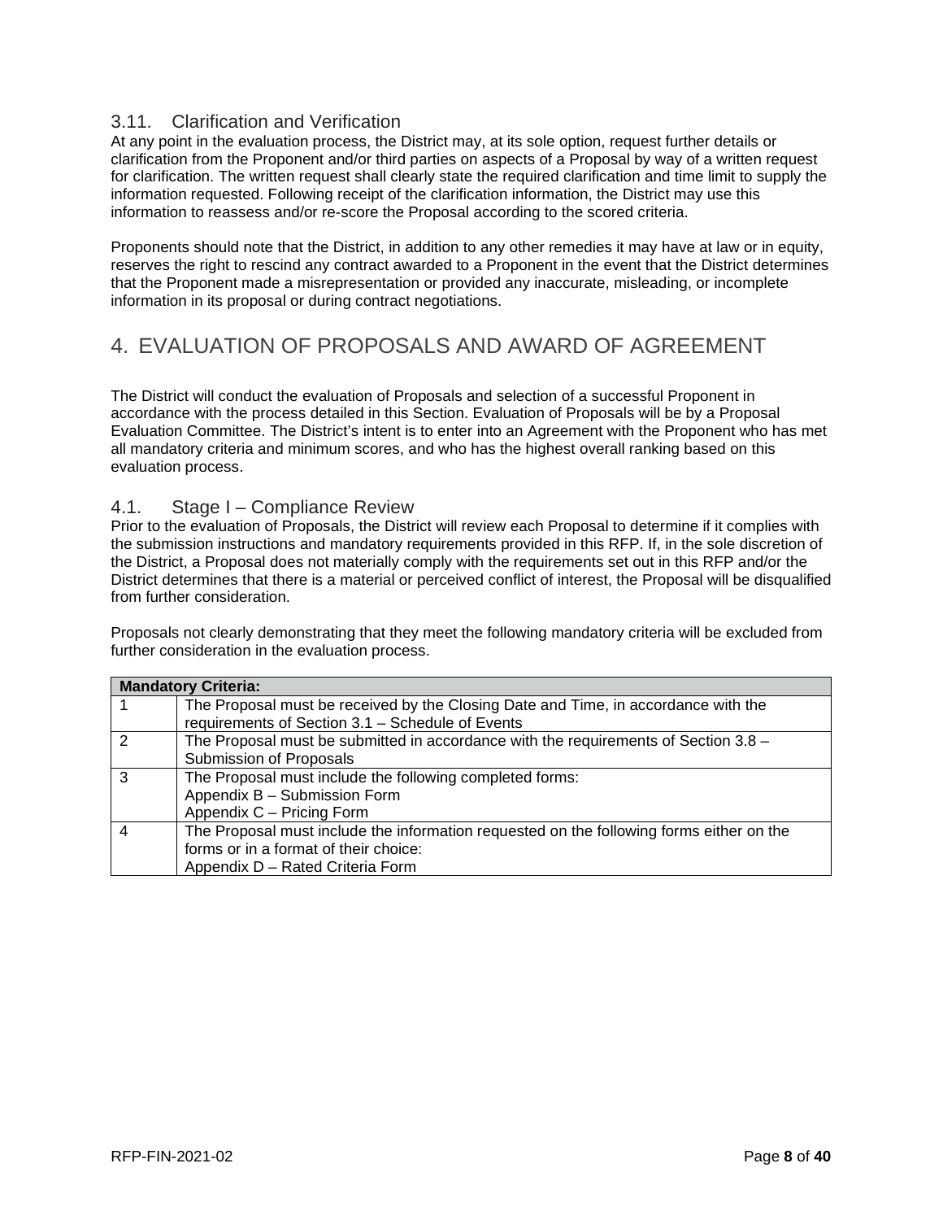### 3.11. Clarification and Verification

At any point in the evaluation process, the District may, at its sole option, request further details or clarification from the Proponent and/or third parties on aspects of a Proposal by way of a written request for clarification. The written request shall clearly state the required clarification and time limit to supply the information requested. Following receipt of the clarification information, the District may use this information to reassess and/or re-score the Proposal according to the scored criteria.

Proponents should note that the District, in addition to any other remedies it may have at law or in equity, reserves the right to rescind any contract awarded to a Proponent in the event that the District determines that the Proponent made a misrepresentation or provided any inaccurate, misleading, or incomplete information in its proposal or during contract negotiations.

## 4. EVALUATION OF PROPOSALS AND AWARD OF AGREEMENT

The District will conduct the evaluation of Proposals and selection of a successful Proponent in accordance with the process detailed in this Section. Evaluation of Proposals will be by a Proposal Evaluation Committee. The District's intent is to enter into an Agreement with the Proponent who has met all mandatory criteria and minimum scores, and who has the highest overall ranking based on this evaluation process.

### 4.1. Stage I – Compliance Review

Prior to the evaluation of Proposals, the District will review each Proposal to determine if it complies with the submission instructions and mandatory requirements provided in this RFP. If, in the sole discretion of the District, a Proposal does not materially comply with the requirements set out in this RFP and/or the District determines that there is a material or perceived conflict of interest, the Proposal will be disqualified from further consideration.

Proposals not clearly demonstrating that they meet the following mandatory criteria will be excluded from further consideration in the evaluation process.

| **Mandatory Criteria:** | |
|---|---|
| 1 | The Proposal must be received by the Closing Date and Time, in accordance with the requirements of Section 3.1 – Schedule of Events |
| 2 | The Proposal must be submitted in accordance with the requirements of Section 3.8 – Submission of Proposals |
| 3 | The Proposal must include the following completed forms:<br>Appendix B – Submission Form<br>Appendix C – Pricing Form |
| 4 | The Proposal must include the information requested on the following forms either on the forms or in a format of their choice:<br>Appendix D – Rated Criteria Form |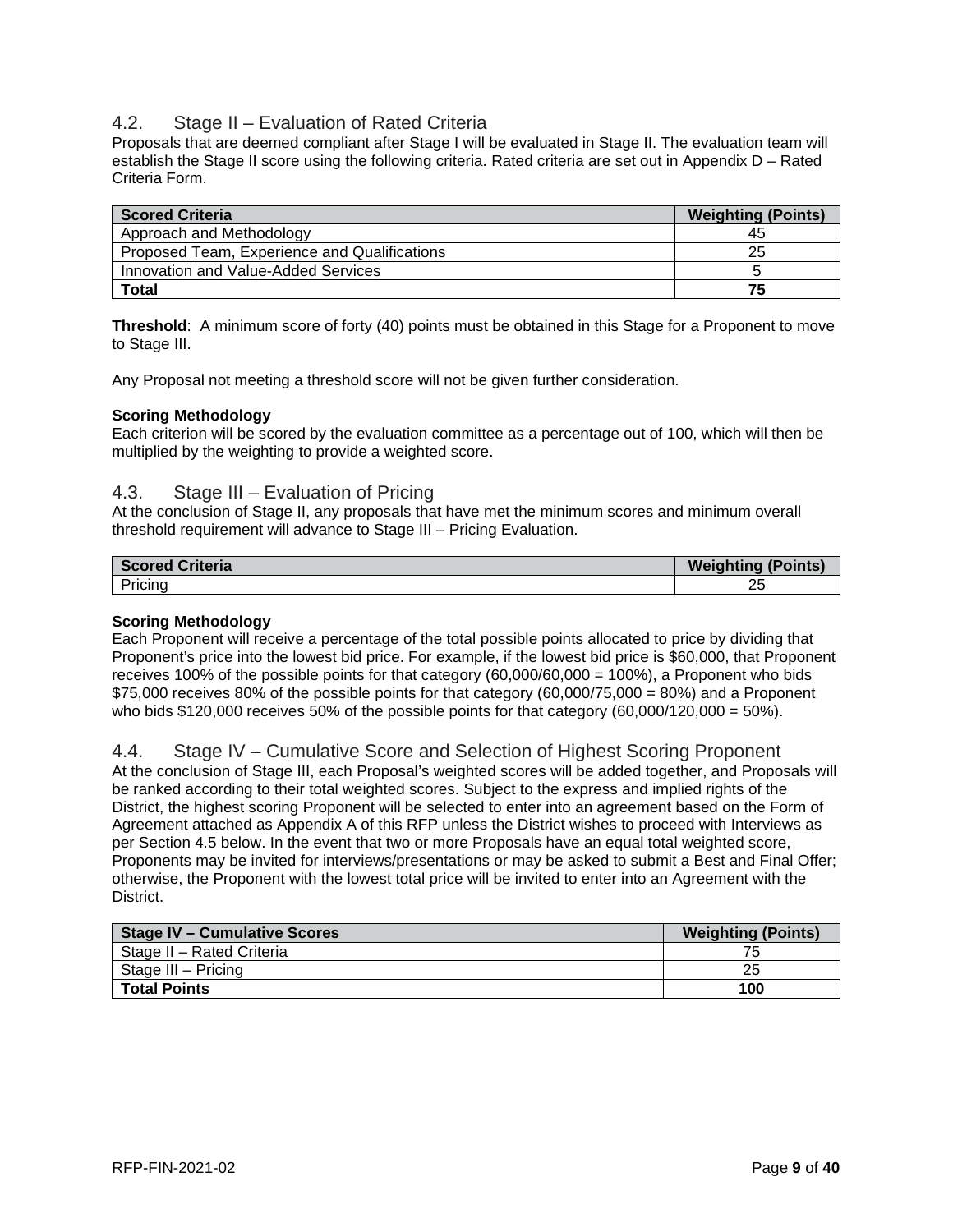## 4.2. Stage II – Evaluation of Rated Criteria

Proposals that are deemed compliant after Stage I will be evaluated in Stage II. The evaluation team will establish the Stage II score using the following criteria. Rated criteria are set out in Appendix D – Rated Criteria Form.

| Scored Criteria | Weighting (Points) |
|---|---|
| Approach and Methodology | 45 |
| Proposed Team, Experience and Qualifications | 25 |
| Innovation and Value-Added Services | 5 |
| **Total** | **75** |

**Threshold**: A minimum score of forty (40) points must be obtained in this Stage for a Proponent to move to Stage III.

Any Proposal not meeting a threshold score will not be given further consideration.

**Scoring Methodology**

Each criterion will be scored by the evaluation committee as a percentage out of 100, which will then be multiplied by the weighting to provide a weighted score.

## 4.3. Stage III – Evaluation of Pricing

At the conclusion of Stage II, any proposals that have met the minimum scores and minimum overall threshold requirement will advance to Stage III – Pricing Evaluation.

| Scored Criteria | Weighting (Points) |
|---|---|
| Pricing | 25 |

**Scoring Methodology**

Each Proponent will receive a percentage of the total possible points allocated to price by dividing that Proponent's price into the lowest bid price. For example, if the lowest bid price is $60,000, that Proponent receives 100% of the possible points for that category (60,000/60,000 = 100%), a Proponent who bids $75,000 receives 80% of the possible points for that category (60,000/75,000 = 80%) and a Proponent who bids $120,000 receives 50% of the possible points for that category (60,000/120,000 = 50%).

## 4.4. Stage IV – Cumulative Score and Selection of Highest Scoring Proponent

At the conclusion of Stage III, each Proposal's weighted scores will be added together, and Proposals will be ranked according to their total weighted scores. Subject to the express and implied rights of the District, the highest scoring Proponent will be selected to enter into an agreement based on the Form of Agreement attached as Appendix A of this RFP unless the District wishes to proceed with Interviews as per Section 4.5 below. In the event that two or more Proposals have an equal total weighted score, Proponents may be invited for interviews/presentations or may be asked to submit a Best and Final Offer; otherwise, the Proponent with the lowest total price will be invited to enter into an Agreement with the District.

| Stage IV – Cumulative Scores | Weighting (Points) |
|---|---|
| Stage II – Rated Criteria | 75 |
| Stage III – Pricing | 25 |
| **Total Points** | **100** |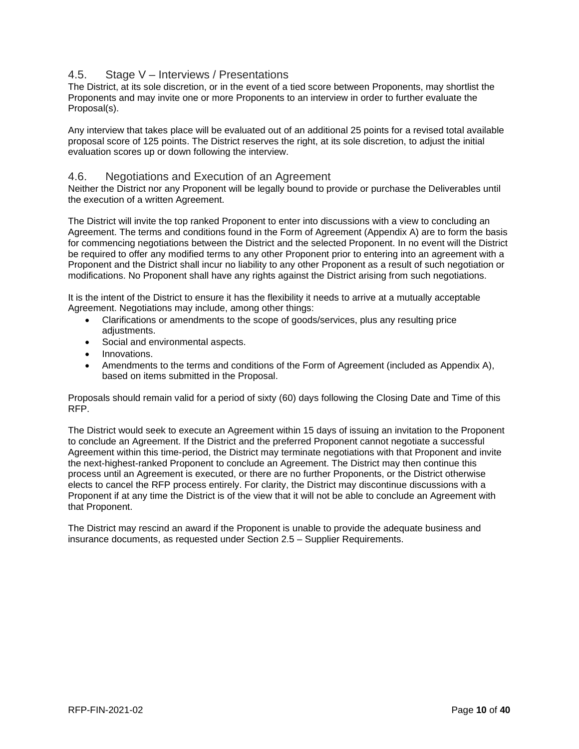## 4.5. Stage V – Interviews / Presentations

The District, at its sole discretion, or in the event of a tied score between Proponents, may shortlist the Proponents and may invite one or more Proponents to an interview in order to further evaluate the Proposal(s).

Any interview that takes place will be evaluated out of an additional 25 points for a revised total available proposal score of 125 points. The District reserves the right, at its sole discretion, to adjust the initial evaluation scores up or down following the interview.

## 4.6. Negotiations and Execution of an Agreement

Neither the District nor any Proponent will be legally bound to provide or purchase the Deliverables until the execution of a written Agreement.

The District will invite the top ranked Proponent to enter into discussions with a view to concluding an Agreement. The terms and conditions found in the Form of Agreement (Appendix A) are to form the basis for commencing negotiations between the District and the selected Proponent. In no event will the District be required to offer any modified terms to any other Proponent prior to entering into an agreement with a Proponent and the District shall incur no liability to any other Proponent as a result of such negotiation or modifications. No Proponent shall have any rights against the District arising from such negotiations.

It is the intent of the District to ensure it has the flexibility it needs to arrive at a mutually acceptable Agreement. Negotiations may include, among other things:

- Clarifications or amendments to the scope of goods/services, plus any resulting price adjustments.
- Social and environmental aspects.
- Innovations.
- Amendments to the terms and conditions of the Form of Agreement (included as Appendix A), based on items submitted in the Proposal.

Proposals should remain valid for a period of sixty (60) days following the Closing Date and Time of this RFP.

The District would seek to execute an Agreement within 15 days of issuing an invitation to the Proponent to conclude an Agreement. If the District and the preferred Proponent cannot negotiate a successful Agreement within this time-period, the District may terminate negotiations with that Proponent and invite the next-highest-ranked Proponent to conclude an Agreement. The District may then continue this process until an Agreement is executed, or there are no further Proponents, or the District otherwise elects to cancel the RFP process entirely. For clarity, the District may discontinue discussions with a Proponent if at any time the District is of the view that it will not be able to conclude an Agreement with that Proponent.

The District may rescind an award if the Proponent is unable to provide the adequate business and insurance documents, as requested under Section 2.5 – Supplier Requirements.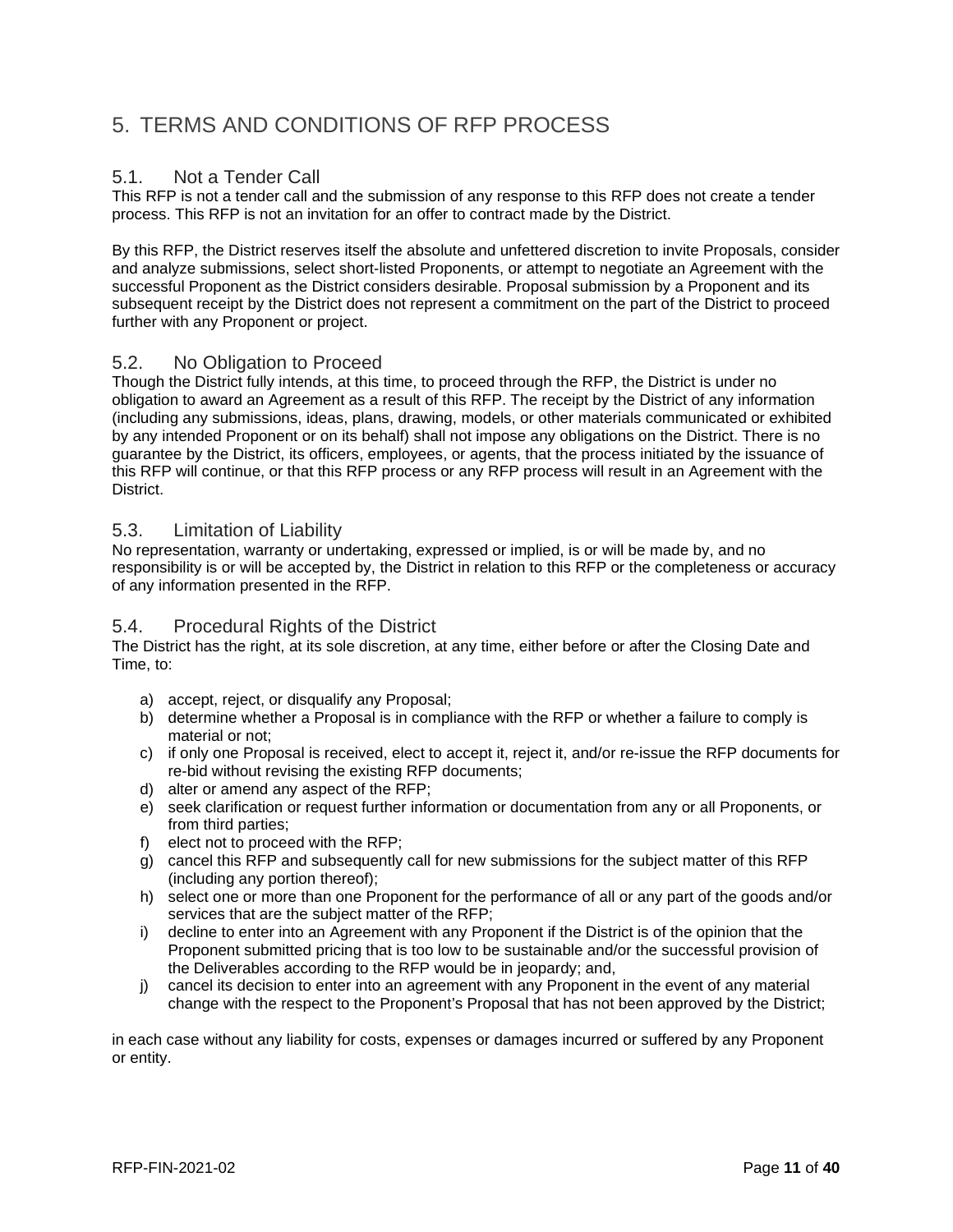# 5. TERMS AND CONDITIONS OF RFP PROCESS

## 5.1. Not a Tender Call

This RFP is not a tender call and the submission of any response to this RFP does not create a tender process. This RFP is not an invitation for an offer to contract made by the District.

By this RFP, the District reserves itself the absolute and unfettered discretion to invite Proposals, consider and analyze submissions, select short-listed Proponents, or attempt to negotiate an Agreement with the successful Proponent as the District considers desirable. Proposal submission by a Proponent and its subsequent receipt by the District does not represent a commitment on the part of the District to proceed further with any Proponent or project.

## 5.2. No Obligation to Proceed

Though the District fully intends, at this time, to proceed through the RFP, the District is under no obligation to award an Agreement as a result of this RFP. The receipt by the District of any information (including any submissions, ideas, plans, drawing, models, or other materials communicated or exhibited by any intended Proponent or on its behalf) shall not impose any obligations on the District. There is no guarantee by the District, its officers, employees, or agents, that the process initiated by the issuance of this RFP will continue, or that this RFP process or any RFP process will result in an Agreement with the District.

## 5.3. Limitation of Liability

No representation, warranty or undertaking, expressed or implied, is or will be made by, and no responsibility is or will be accepted by, the District in relation to this RFP or the completeness or accuracy of any information presented in the RFP.

## 5.4. Procedural Rights of the District

The District has the right, at its sole discretion, at any time, either before or after the Closing Date and Time, to:

a) accept, reject, or disqualify any Proposal;
b) determine whether a Proposal is in compliance with the RFP or whether a failure to comply is material or not;
c) if only one Proposal is received, elect to accept it, reject it, and/or re-issue the RFP documents for re-bid without revising the existing RFP documents;
d) alter or amend any aspect of the RFP;
e) seek clarification or request further information or documentation from any or all Proponents, or from third parties;
f) elect not to proceed with the RFP;
g) cancel this RFP and subsequently call for new submissions for the subject matter of this RFP (including any portion thereof);
h) select one or more than one Proponent for the performance of all or any part of the goods and/or services that are the subject matter of the RFP;
i) decline to enter into an Agreement with any Proponent if the District is of the opinion that the Proponent submitted pricing that is too low to be sustainable and/or the successful provision of the Deliverables according to the RFP would be in jeopardy; and,
j) cancel its decision to enter into an agreement with any Proponent in the event of any material change with the respect to the Proponent's Proposal that has not been approved by the District;

in each case without any liability for costs, expenses or damages incurred or suffered by any Proponent or entity.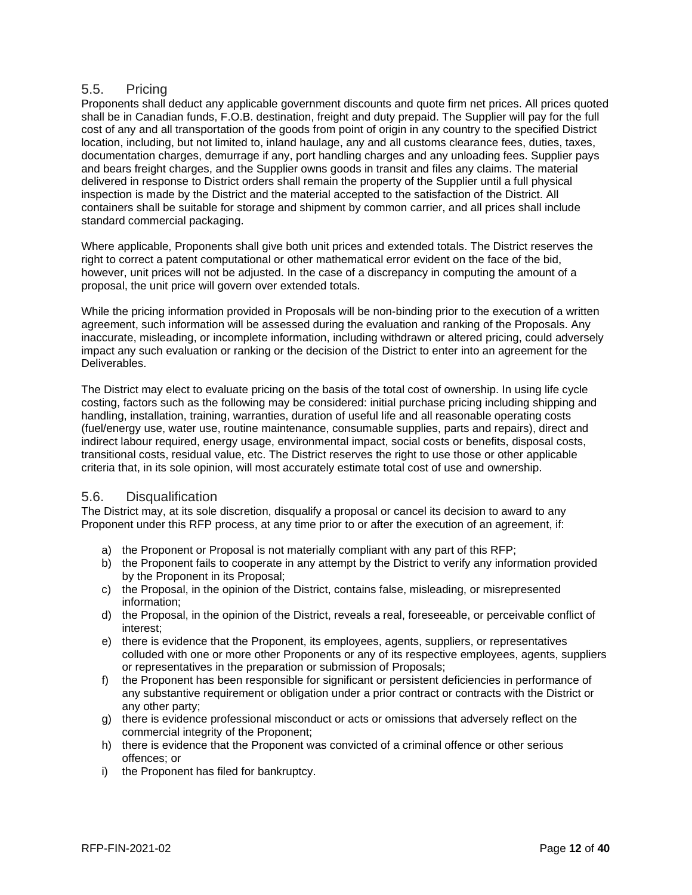## 5.5. Pricing

Proponents shall deduct any applicable government discounts and quote firm net prices. All prices quoted shall be in Canadian funds, F.O.B. destination, freight and duty prepaid. The Supplier will pay for the full cost of any and all transportation of the goods from point of origin in any country to the specified District location, including, but not limited to, inland haulage, any and all customs clearance fees, duties, taxes, documentation charges, demurrage if any, port handling charges and any unloading fees. Supplier pays and bears freight charges, and the Supplier owns goods in transit and files any claims. The material delivered in response to District orders shall remain the property of the Supplier until a full physical inspection is made by the District and the material accepted to the satisfaction of the District. All containers shall be suitable for storage and shipment by common carrier, and all prices shall include standard commercial packaging.

Where applicable, Proponents shall give both unit prices and extended totals. The District reserves the right to correct a patent computational or other mathematical error evident on the face of the bid, however, unit prices will not be adjusted. In the case of a discrepancy in computing the amount of a proposal, the unit price will govern over extended totals.

While the pricing information provided in Proposals will be non-binding prior to the execution of a written agreement, such information will be assessed during the evaluation and ranking of the Proposals. Any inaccurate, misleading, or incomplete information, including withdrawn or altered pricing, could adversely impact any such evaluation or ranking or the decision of the District to enter into an agreement for the Deliverables.

The District may elect to evaluate pricing on the basis of the total cost of ownership. In using life cycle costing, factors such as the following may be considered: initial purchase pricing including shipping and handling, installation, training, warranties, duration of useful life and all reasonable operating costs (fuel/energy use, water use, routine maintenance, consumable supplies, parts and repairs), direct and indirect labour required, energy usage, environmental impact, social costs or benefits, disposal costs, transitional costs, residual value, etc. The District reserves the right to use those or other applicable criteria that, in its sole opinion, will most accurately estimate total cost of use and ownership.

## 5.6. Disqualification

The District may, at its sole discretion, disqualify a proposal or cancel its decision to award to any Proponent under this RFP process, at any time prior to or after the execution of an agreement, if:

a) the Proponent or Proposal is not materially compliant with any part of this RFP;
b) the Proponent fails to cooperate in any attempt by the District to verify any information provided by the Proponent in its Proposal;
c) the Proposal, in the opinion of the District, contains false, misleading, or misrepresented information;
d) the Proposal, in the opinion of the District, reveals a real, foreseeable, or perceivable conflict of interest;
e) there is evidence that the Proponent, its employees, agents, suppliers, or representatives colluded with one or more other Proponents or any of its respective employees, agents, suppliers or representatives in the preparation or submission of Proposals;
f) the Proponent has been responsible for significant or persistent deficiencies in performance of any substantive requirement or obligation under a prior contract or contracts with the District or any other party;
g) there is evidence professional misconduct or acts or omissions that adversely reflect on the commercial integrity of the Proponent;
h) there is evidence that the Proponent was convicted of a criminal offence or other serious offences; or
i) the Proponent has filed for bankruptcy.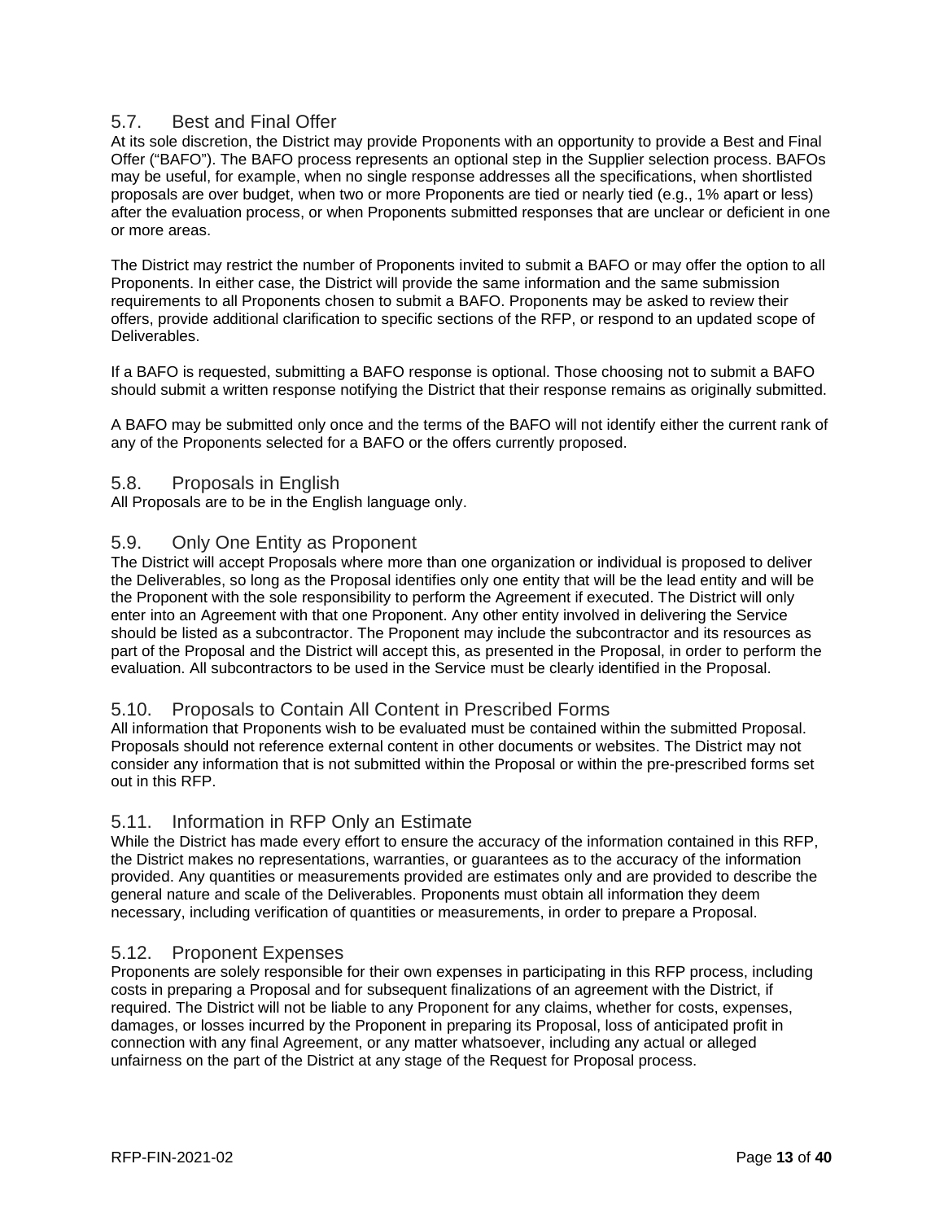## 5.7. Best and Final Offer

At its sole discretion, the District may provide Proponents with an opportunity to provide a Best and Final Offer ("BAFO"). The BAFO process represents an optional step in the Supplier selection process. BAFOs may be useful, for example, when no single response addresses all the specifications, when shortlisted proposals are over budget, when two or more Proponents are tied or nearly tied (e.g., 1% apart or less) after the evaluation process, or when Proponents submitted responses that are unclear or deficient in one or more areas.

The District may restrict the number of Proponents invited to submit a BAFO or may offer the option to all Proponents. In either case, the District will provide the same information and the same submission requirements to all Proponents chosen to submit a BAFO. Proponents may be asked to review their offers, provide additional clarification to specific sections of the RFP, or respond to an updated scope of Deliverables.

If a BAFO is requested, submitting a BAFO response is optional. Those choosing not to submit a BAFO should submit a written response notifying the District that their response remains as originally submitted.

A BAFO may be submitted only once and the terms of the BAFO will not identify either the current rank of any of the Proponents selected for a BAFO or the offers currently proposed.

## 5.8. Proposals in English

All Proposals are to be in the English language only.

## 5.9. Only One Entity as Proponent

The District will accept Proposals where more than one organization or individual is proposed to deliver the Deliverables, so long as the Proposal identifies only one entity that will be the lead entity and will be the Proponent with the sole responsibility to perform the Agreement if executed. The District will only enter into an Agreement with that one Proponent. Any other entity involved in delivering the Service should be listed as a subcontractor. The Proponent may include the subcontractor and its resources as part of the Proposal and the District will accept this, as presented in the Proposal, in order to perform the evaluation. All subcontractors to be used in the Service must be clearly identified in the Proposal.

## 5.10. Proposals to Contain All Content in Prescribed Forms

All information that Proponents wish to be evaluated must be contained within the submitted Proposal. Proposals should not reference external content in other documents or websites. The District may not consider any information that is not submitted within the Proposal or within the pre-prescribed forms set out in this RFP.

## 5.11. Information in RFP Only an Estimate

While the District has made every effort to ensure the accuracy of the information contained in this RFP, the District makes no representations, warranties, or guarantees as to the accuracy of the information provided. Any quantities or measurements provided are estimates only and are provided to describe the general nature and scale of the Deliverables. Proponents must obtain all information they deem necessary, including verification of quantities or measurements, in order to prepare a Proposal.

## 5.12. Proponent Expenses

Proponents are solely responsible for their own expenses in participating in this RFP process, including costs in preparing a Proposal and for subsequent finalizations of an agreement with the District, if required. The District will not be liable to any Proponent for any claims, whether for costs, expenses, damages, or losses incurred by the Proponent in preparing its Proposal, loss of anticipated profit in connection with any final Agreement, or any matter whatsoever, including any actual or alleged unfairness on the part of the District at any stage of the Request for Proposal process.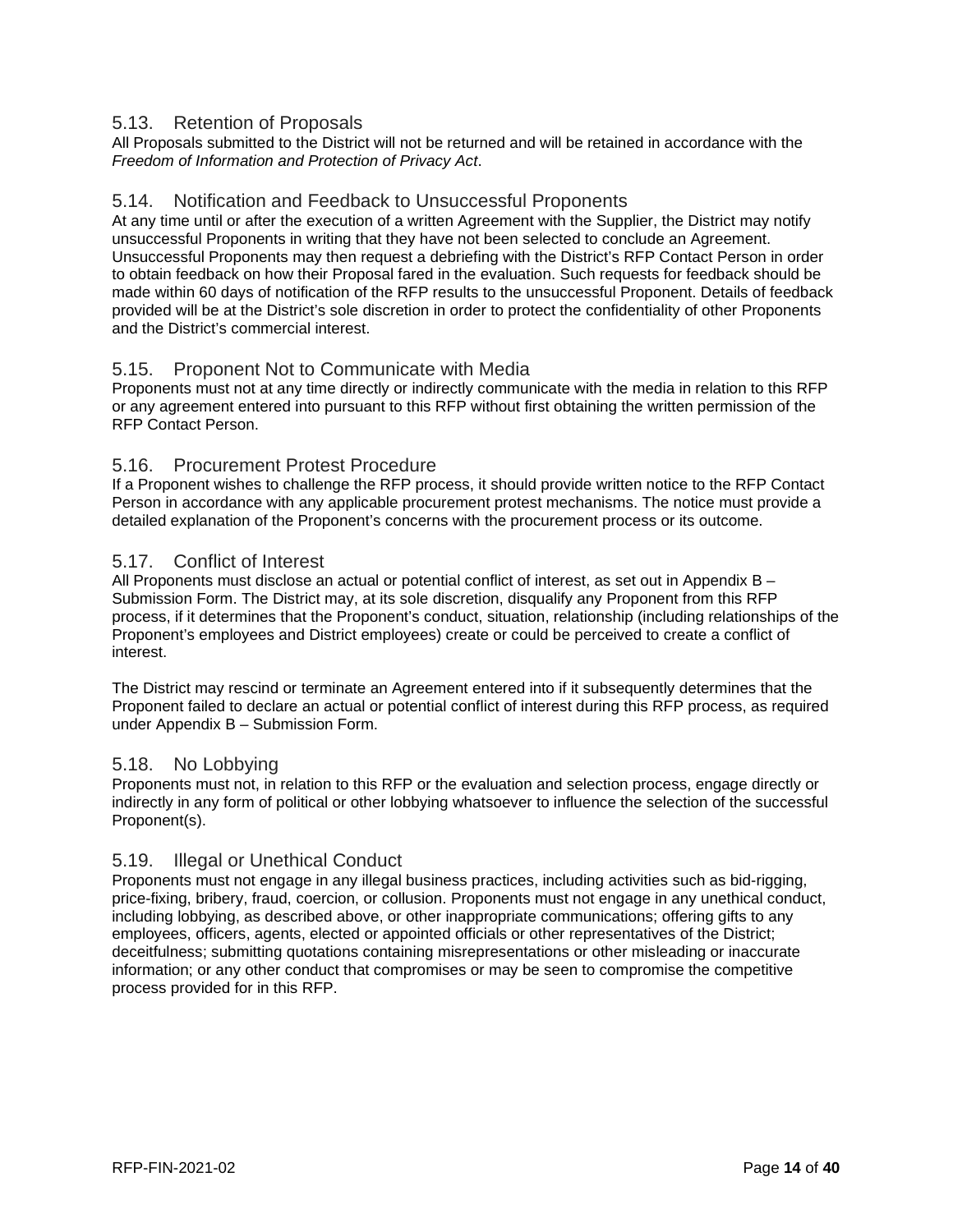## 5.13. Retention of Proposals

All Proposals submitted to the District will not be returned and will be retained in accordance with the *Freedom of Information and Protection of Privacy Act*.

## 5.14. Notification and Feedback to Unsuccessful Proponents

At any time until or after the execution of a written Agreement with the Supplier, the District may notify unsuccessful Proponents in writing that they have not been selected to conclude an Agreement. Unsuccessful Proponents may then request a debriefing with the District's RFP Contact Person in order to obtain feedback on how their Proposal fared in the evaluation. Such requests for feedback should be made within 60 days of notification of the RFP results to the unsuccessful Proponent. Details of feedback provided will be at the District's sole discretion in order to protect the confidentiality of other Proponents and the District's commercial interest.

## 5.15. Proponent Not to Communicate with Media

Proponents must not at any time directly or indirectly communicate with the media in relation to this RFP or any agreement entered into pursuant to this RFP without first obtaining the written permission of the RFP Contact Person.

## 5.16. Procurement Protest Procedure

If a Proponent wishes to challenge the RFP process, it should provide written notice to the RFP Contact Person in accordance with any applicable procurement protest mechanisms. The notice must provide a detailed explanation of the Proponent's concerns with the procurement process or its outcome.

## 5.17. Conflict of Interest

All Proponents must disclose an actual or potential conflict of interest, as set out in Appendix B – Submission Form. The District may, at its sole discretion, disqualify any Proponent from this RFP process, if it determines that the Proponent's conduct, situation, relationship (including relationships of the Proponent's employees and District employees) create or could be perceived to create a conflict of interest.

The District may rescind or terminate an Agreement entered into if it subsequently determines that the Proponent failed to declare an actual or potential conflict of interest during this RFP process, as required under Appendix B – Submission Form.

## 5.18. No Lobbying

Proponents must not, in relation to this RFP or the evaluation and selection process, engage directly or indirectly in any form of political or other lobbying whatsoever to influence the selection of the successful Proponent(s).

## 5.19. Illegal or Unethical Conduct

Proponents must not engage in any illegal business practices, including activities such as bid-rigging, price-fixing, bribery, fraud, coercion, or collusion. Proponents must not engage in any unethical conduct, including lobbying, as described above, or other inappropriate communications; offering gifts to any employees, officers, agents, elected or appointed officials or other representatives of the District; deceitfulness; submitting quotations containing misrepresentations or other misleading or inaccurate information; or any other conduct that compromises or may be seen to compromise the competitive process provided for in this RFP.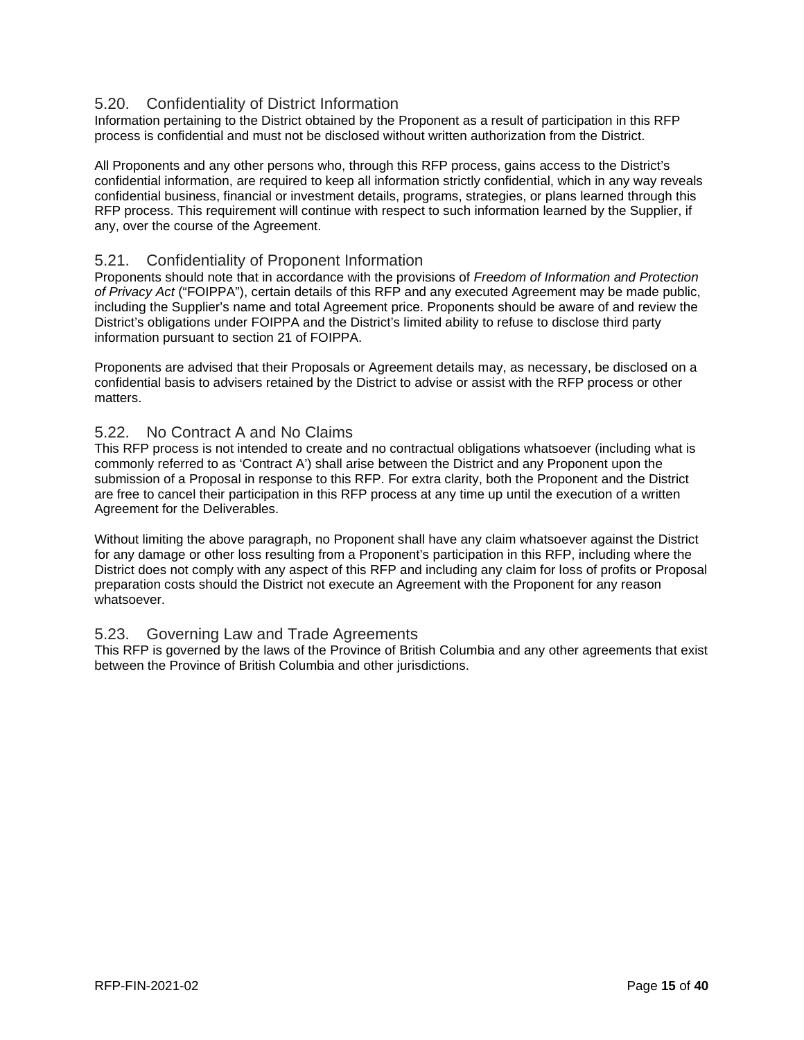## 5.20. Confidentiality of District Information

Information pertaining to the District obtained by the Proponent as a result of participation in this RFP process is confidential and must not be disclosed without written authorization from the District.

All Proponents and any other persons who, through this RFP process, gains access to the District's confidential information, are required to keep all information strictly confidential, which in any way reveals confidential business, financial or investment details, programs, strategies, or plans learned through this RFP process. This requirement will continue with respect to such information learned by the Supplier, if any, over the course of the Agreement.

## 5.21. Confidentiality of Proponent Information

Proponents should note that in accordance with the provisions of *Freedom of Information and Protection of Privacy Act* ("FOIPPA"), certain details of this RFP and any executed Agreement may be made public, including the Supplier's name and total Agreement price. Proponents should be aware of and review the District's obligations under FOIPPA and the District's limited ability to refuse to disclose third party information pursuant to section 21 of FOIPPA.

Proponents are advised that their Proposals or Agreement details may, as necessary, be disclosed on a confidential basis to advisers retained by the District to advise or assist with the RFP process or other matters.

## 5.22. No Contract A and No Claims

This RFP process is not intended to create and no contractual obligations whatsoever (including what is commonly referred to as 'Contract A') shall arise between the District and any Proponent upon the submission of a Proposal in response to this RFP. For extra clarity, both the Proponent and the District are free to cancel their participation in this RFP process at any time up until the execution of a written Agreement for the Deliverables.

Without limiting the above paragraph, no Proponent shall have any claim whatsoever against the District for any damage or other loss resulting from a Proponent's participation in this RFP, including where the District does not comply with any aspect of this RFP and including any claim for loss of profits or Proposal preparation costs should the District not execute an Agreement with the Proponent for any reason whatsoever.

## 5.23. Governing Law and Trade Agreements

This RFP is governed by the laws of the Province of British Columbia and any other agreements that exist between the Province of British Columbia and other jurisdictions.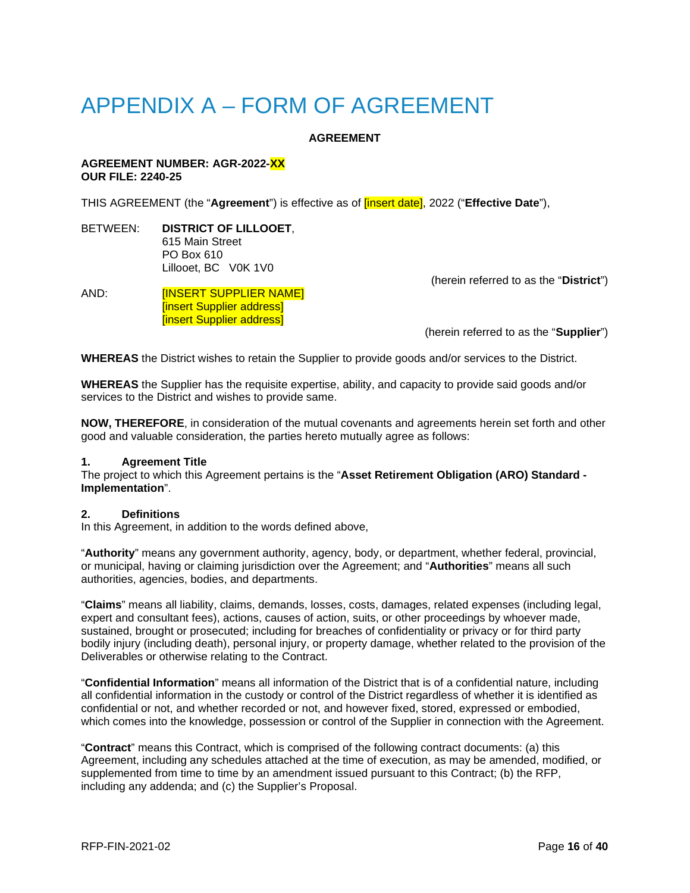# APPENDIX A – FORM OF AGREEMENT

**AGREEMENT**

**AGREEMENT NUMBER: AGR-2022-XX**
**OUR FILE: 2240-25**

THIS AGREEMENT (the "**Agreement**") is effective as of [insert date], 2022 ("**Effective Date**"),

BETWEEN: **DISTRICT OF LILLOOET**,
615 Main Street
PO Box 610
Lillooet, BC V0K 1V0

(herein referred to as the "**District**")

AND: [INSERT SUPPLIER NAME]
[insert Supplier address]
[insert Supplier address]

(herein referred to as the "**Supplier**")

**WHEREAS** the District wishes to retain the Supplier to provide goods and/or services to the District.

**WHEREAS** the Supplier has the requisite expertise, ability, and capacity to provide said goods and/or services to the District and wishes to provide same.

**NOW, THEREFORE**, in consideration of the mutual covenants and agreements herein set forth and other good and valuable consideration, the parties hereto mutually agree as follows:

**1. Agreement Title**

The project to which this Agreement pertains is the "**Asset Retirement Obligation (ARO) Standard - Implementation**".

**2. Definitions**

In this Agreement, in addition to the words defined above,

"**Authority**" means any government authority, agency, body, or department, whether federal, provincial, or municipal, having or claiming jurisdiction over the Agreement; and "**Authorities**" means all such authorities, agencies, bodies, and departments.

"**Claims**" means all liability, claims, demands, losses, costs, damages, related expenses (including legal, expert and consultant fees), actions, causes of action, suits, or other proceedings by whoever made, sustained, brought or prosecuted; including for breaches of confidentiality or privacy or for third party bodily injury (including death), personal injury, or property damage, whether related to the provision of the Deliverables or otherwise relating to the Contract.

"**Confidential Information**" means all information of the District that is of a confidential nature, including all confidential information in the custody or control of the District regardless of whether it is identified as confidential or not, and whether recorded or not, and however fixed, stored, expressed or embodied, which comes into the knowledge, possession or control of the Supplier in connection with the Agreement.

"**Contract**" means this Contract, which is comprised of the following contract documents: (a) this Agreement, including any schedules attached at the time of execution, as may be amended, modified, or supplemented from time to time by an amendment issued pursuant to this Contract; (b) the RFP, including any addenda; and (c) the Supplier's Proposal.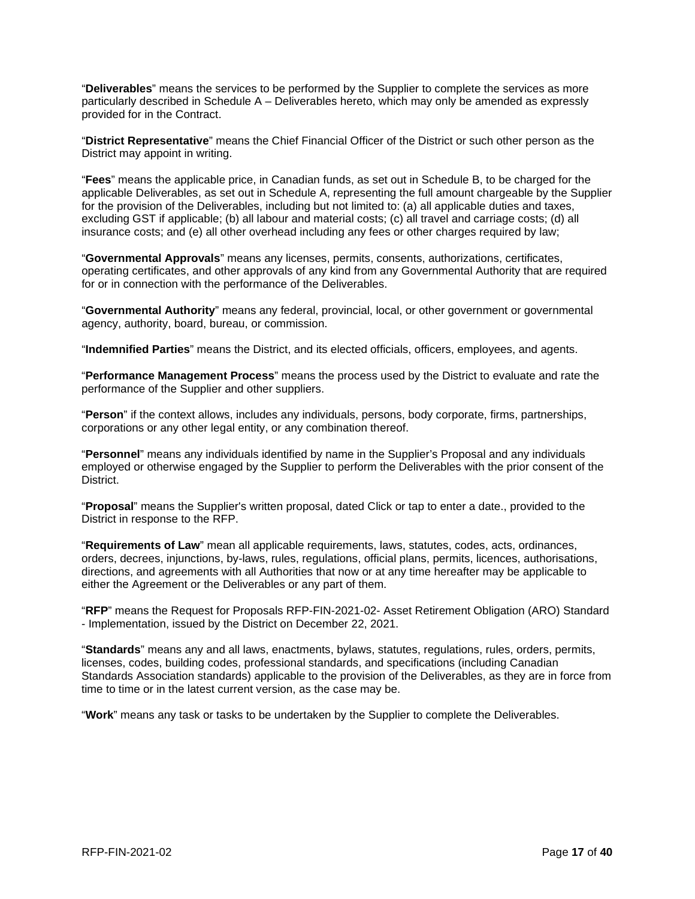"**Deliverables**" means the services to be performed by the Supplier to complete the services as more particularly described in Schedule A – Deliverables hereto, which may only be amended as expressly provided for in the Contract.

"**District Representative**" means the Chief Financial Officer of the District or such other person as the District may appoint in writing.

"**Fees**" means the applicable price, in Canadian funds, as set out in Schedule B, to be charged for the applicable Deliverables, as set out in Schedule A, representing the full amount chargeable by the Supplier for the provision of the Deliverables, including but not limited to: (a) all applicable duties and taxes, excluding GST if applicable; (b) all labour and material costs; (c) all travel and carriage costs; (d) all insurance costs; and (e) all other overhead including any fees or other charges required by law;

"**Governmental Approvals**" means any licenses, permits, consents, authorizations, certificates, operating certificates, and other approvals of any kind from any Governmental Authority that are required for or in connection with the performance of the Deliverables.

"**Governmental Authority**" means any federal, provincial, local, or other government or governmental agency, authority, board, bureau, or commission.

"**Indemnified Parties**" means the District, and its elected officials, officers, employees, and agents.

"**Performance Management Process**" means the process used by the District to evaluate and rate the performance of the Supplier and other suppliers.

"**Person**" if the context allows, includes any individuals, persons, body corporate, firms, partnerships, corporations or any other legal entity, or any combination thereof.

"**Personnel**" means any individuals identified by name in the Supplier's Proposal and any individuals employed or otherwise engaged by the Supplier to perform the Deliverables with the prior consent of the District.

"**Proposal**" means the Supplier's written proposal, dated Click or tap to enter a date., provided to the District in response to the RFP.

"**Requirements of Law**" mean all applicable requirements, laws, statutes, codes, acts, ordinances, orders, decrees, injunctions, by-laws, rules, regulations, official plans, permits, licences, authorisations, directions, and agreements with all Authorities that now or at any time hereafter may be applicable to either the Agreement or the Deliverables or any part of them.

"**RFP**" means the Request for Proposals RFP-FIN-2021-02- Asset Retirement Obligation (ARO) Standard - Implementation, issued by the District on December 22, 2021.

"**Standards**" means any and all laws, enactments, bylaws, statutes, regulations, rules, orders, permits, licenses, codes, building codes, professional standards, and specifications (including Canadian Standards Association standards) applicable to the provision of the Deliverables, as they are in force from time to time or in the latest current version, as the case may be.

"**Work**" means any task or tasks to be undertaken by the Supplier to complete the Deliverables.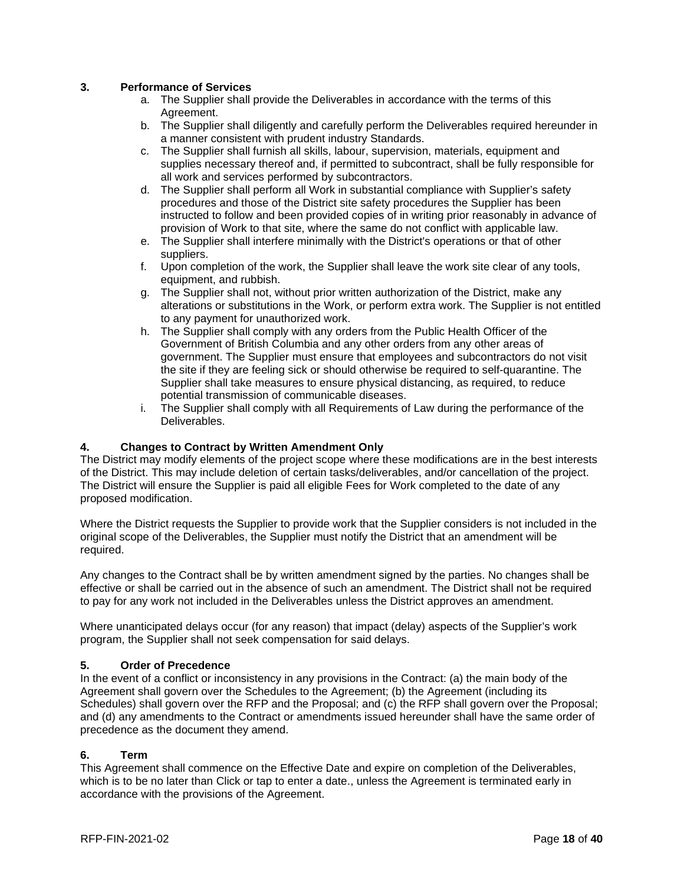### 3. Performance of Services

a. The Supplier shall provide the Deliverables in accordance with the terms of this Agreement.
b. The Supplier shall diligently and carefully perform the Deliverables required hereunder in a manner consistent with prudent industry Standards.
c. The Supplier shall furnish all skills, labour, supervision, materials, equipment and supplies necessary thereof and, if permitted to subcontract, shall be fully responsible for all work and services performed by subcontractors.
d. The Supplier shall perform all Work in substantial compliance with Supplier's safety procedures and those of the District site safety procedures the Supplier has been instructed to follow and been provided copies of in writing prior reasonably in advance of provision of Work to that site, where the same do not conflict with applicable law.
e. The Supplier shall interfere minimally with the District's operations or that of other suppliers.
f. Upon completion of the work, the Supplier shall leave the work site clear of any tools, equipment, and rubbish.
g. The Supplier shall not, without prior written authorization of the District, make any alterations or substitutions in the Work, or perform extra work. The Supplier is not entitled to any payment for unauthorized work.
h. The Supplier shall comply with any orders from the Public Health Officer of the Government of British Columbia and any other orders from any other areas of government. The Supplier must ensure that employees and subcontractors do not visit the site if they are feeling sick or should otherwise be required to self-quarantine. The Supplier shall take measures to ensure physical distancing, as required, to reduce potential transmission of communicable diseases.
i. The Supplier shall comply with all Requirements of Law during the performance of the Deliverables.

### 4. Changes to Contract by Written Amendment Only

The District may modify elements of the project scope where these modifications are in the best interests of the District. This may include deletion of certain tasks/deliverables, and/or cancellation of the project. The District will ensure the Supplier is paid all eligible Fees for Work completed to the date of any proposed modification.

Where the District requests the Supplier to provide work that the Supplier considers is not included in the original scope of the Deliverables, the Supplier must notify the District that an amendment will be required.

Any changes to the Contract shall be by written amendment signed by the parties. No changes shall be effective or shall be carried out in the absence of such an amendment. The District shall not be required to pay for any work not included in the Deliverables unless the District approves an amendment.

Where unanticipated delays occur (for any reason) that impact (delay) aspects of the Supplier's work program, the Supplier shall not seek compensation for said delays.

### 5. Order of Precedence

In the event of a conflict or inconsistency in any provisions in the Contract: (a) the main body of the Agreement shall govern over the Schedules to the Agreement; (b) the Agreement (including its Schedules) shall govern over the RFP and the Proposal; and (c) the RFP shall govern over the Proposal; and (d) any amendments to the Contract or amendments issued hereunder shall have the same order of precedence as the document they amend.

### 6. Term

This Agreement shall commence on the Effective Date and expire on completion of the Deliverables, which is to be no later than Click or tap to enter a date., unless the Agreement is terminated early in accordance with the provisions of the Agreement.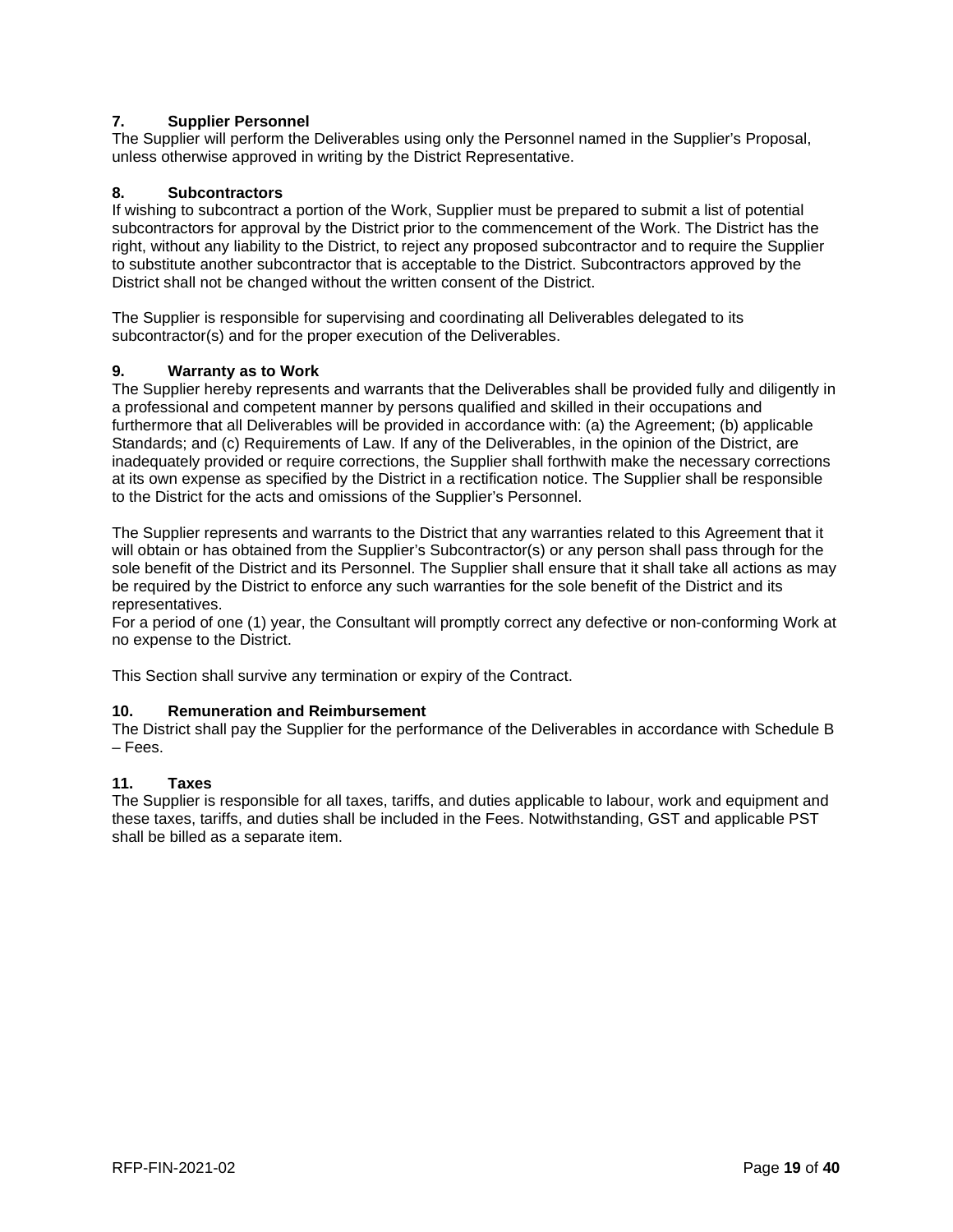**7. Supplier Personnel**

The Supplier will perform the Deliverables using only the Personnel named in the Supplier's Proposal, unless otherwise approved in writing by the District Representative.

**8. Subcontractors**

If wishing to subcontract a portion of the Work, Supplier must be prepared to submit a list of potential subcontractors for approval by the District prior to the commencement of the Work. The District has the right, without any liability to the District, to reject any proposed subcontractor and to require the Supplier to substitute another subcontractor that is acceptable to the District. Subcontractors approved by the District shall not be changed without the written consent of the District.

The Supplier is responsible for supervising and coordinating all Deliverables delegated to its subcontractor(s) and for the proper execution of the Deliverables.

**9. Warranty as to Work**

The Supplier hereby represents and warrants that the Deliverables shall be provided fully and diligently in a professional and competent manner by persons qualified and skilled in their occupations and furthermore that all Deliverables will be provided in accordance with: (a) the Agreement; (b) applicable Standards; and (c) Requirements of Law. If any of the Deliverables, in the opinion of the District, are inadequately provided or require corrections, the Supplier shall forthwith make the necessary corrections at its own expense as specified by the District in a rectification notice. The Supplier shall be responsible to the District for the acts and omissions of the Supplier's Personnel.

The Supplier represents and warrants to the District that any warranties related to this Agreement that it will obtain or has obtained from the Supplier's Subcontractor(s) or any person shall pass through for the sole benefit of the District and its Personnel. The Supplier shall ensure that it shall take all actions as may be required by the District to enforce any such warranties for the sole benefit of the District and its representatives.
For a period of one (1) year, the Consultant will promptly correct any defective or non-conforming Work at no expense to the District.

This Section shall survive any termination or expiry of the Contract.

**10. Remuneration and Reimbursement**

The District shall pay the Supplier for the performance of the Deliverables in accordance with Schedule B – Fees.

**11. Taxes**

The Supplier is responsible for all taxes, tariffs, and duties applicable to labour, work and equipment and these taxes, tariffs, and duties shall be included in the Fees. Notwithstanding, GST and applicable PST shall be billed as a separate item.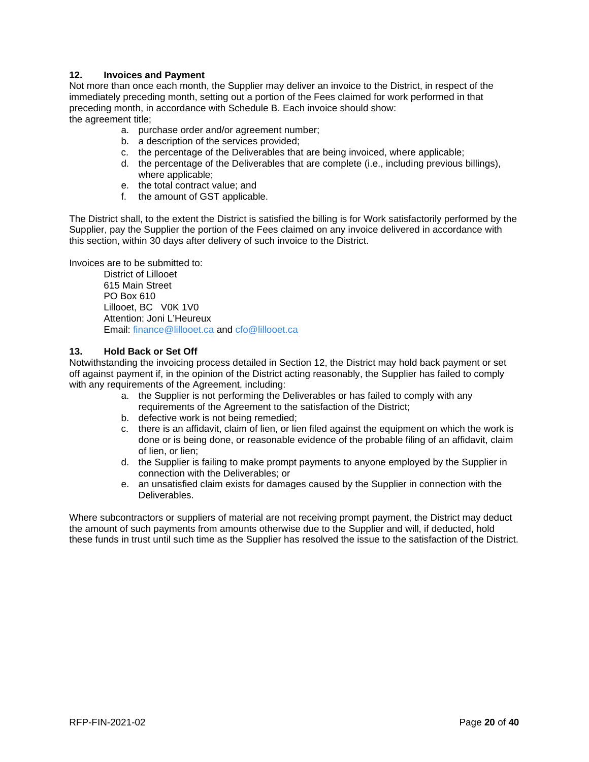### 12. Invoices and Payment

Not more than once each month, the Supplier may deliver an invoice to the District, in respect of the immediately preceding month, setting out a portion of the Fees claimed for work performed in that preceding month, in accordance with Schedule B. Each invoice should show:
the agreement title;

a. purchase order and/or agreement number;
b. a description of the services provided;
c. the percentage of the Deliverables that are being invoiced, where applicable;
d. the percentage of the Deliverables that are complete (i.e., including previous billings), where applicable;
e. the total contract value; and
f. the amount of GST applicable.

The District shall, to the extent the District is satisfied the billing is for Work satisfactorily performed by the Supplier, pay the Supplier the portion of the Fees claimed on any invoice delivered in accordance with this section, within 30 days after delivery of such invoice to the District.

Invoices are to be submitted to:

District of Lillooet
615 Main Street
PO Box 610
Lillooet, BC V0K 1V0
Attention: Joni L'Heureux
Email: finance@lillooet.ca and cfo@lillooet.ca

### 13. Hold Back or Set Off

Notwithstanding the invoicing process detailed in Section 12, the District may hold back payment or set off against payment if, in the opinion of the District acting reasonably, the Supplier has failed to comply with any requirements of the Agreement, including:

a. the Supplier is not performing the Deliverables or has failed to comply with any requirements of the Agreement to the satisfaction of the District;
b. defective work is not being remedied;
c. there is an affidavit, claim of lien, or lien filed against the equipment on which the work is done or is being done, or reasonable evidence of the probable filing of an affidavit, claim of lien, or lien;
d. the Supplier is failing to make prompt payments to anyone employed by the Supplier in connection with the Deliverables; or
e. an unsatisfied claim exists for damages caused by the Supplier in connection with the Deliverables.

Where subcontractors or suppliers of material are not receiving prompt payment, the District may deduct the amount of such payments from amounts otherwise due to the Supplier and will, if deducted, hold these funds in trust until such time as the Supplier has resolved the issue to the satisfaction of the District.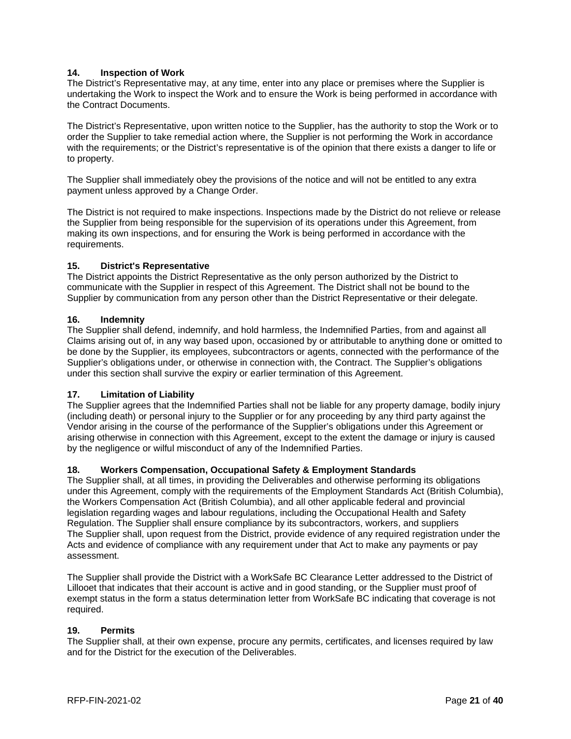### 14. Inspection of Work

The District's Representative may, at any time, enter into any place or premises where the Supplier is undertaking the Work to inspect the Work and to ensure the Work is being performed in accordance with the Contract Documents.

The District's Representative, upon written notice to the Supplier, has the authority to stop the Work or to order the Supplier to take remedial action where, the Supplier is not performing the Work in accordance with the requirements; or the District's representative is of the opinion that there exists a danger to life or to property.

The Supplier shall immediately obey the provisions of the notice and will not be entitled to any extra payment unless approved by a Change Order.

The District is not required to make inspections. Inspections made by the District do not relieve or release the Supplier from being responsible for the supervision of its operations under this Agreement, from making its own inspections, and for ensuring the Work is being performed in accordance with the requirements.

### 15. District's Representative

The District appoints the District Representative as the only person authorized by the District to communicate with the Supplier in respect of this Agreement. The District shall not be bound to the Supplier by communication from any person other than the District Representative or their delegate.

### 16. Indemnity

The Supplier shall defend, indemnify, and hold harmless, the Indemnified Parties, from and against all Claims arising out of, in any way based upon, occasioned by or attributable to anything done or omitted to be done by the Supplier, its employees, subcontractors or agents, connected with the performance of the Supplier's obligations under, or otherwise in connection with, the Contract. The Supplier's obligations under this section shall survive the expiry or earlier termination of this Agreement.

### 17. Limitation of Liability

The Supplier agrees that the Indemnified Parties shall not be liable for any property damage, bodily injury (including death) or personal injury to the Supplier or for any proceeding by any third party against the Vendor arising in the course of the performance of the Supplier's obligations under this Agreement or arising otherwise in connection with this Agreement, except to the extent the damage or injury is caused by the negligence or wilful misconduct of any of the Indemnified Parties.

### 18. Workers Compensation, Occupational Safety & Employment Standards

The Supplier shall, at all times, in providing the Deliverables and otherwise performing its obligations under this Agreement, comply with the requirements of the Employment Standards Act (British Columbia), the Workers Compensation Act (British Columbia), and all other applicable federal and provincial legislation regarding wages and labour regulations, including the Occupational Health and Safety Regulation. The Supplier shall ensure compliance by its subcontractors, workers, and suppliers
The Supplier shall, upon request from the District, provide evidence of any required registration under the Acts and evidence of compliance with any requirement under that Act to make any payments or pay assessment.

The Supplier shall provide the District with a WorkSafe BC Clearance Letter addressed to the District of Lillooet that indicates that their account is active and in good standing, or the Supplier must proof of exempt status in the form a status determination letter from WorkSafe BC indicating that coverage is not required.

### 19. Permits

The Supplier shall, at their own expense, procure any permits, certificates, and licenses required by law and for the District for the execution of the Deliverables.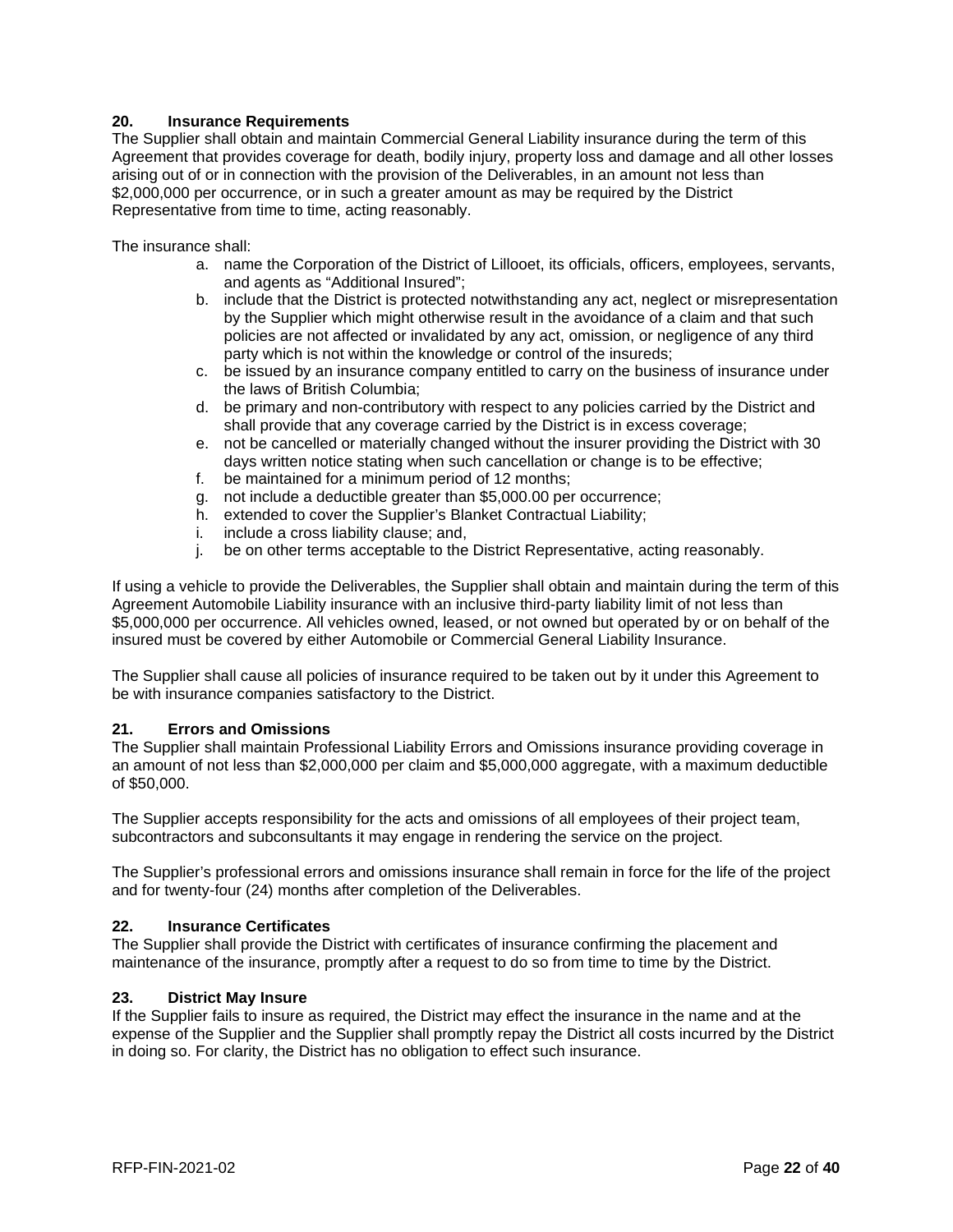### 20. Insurance Requirements

The Supplier shall obtain and maintain Commercial General Liability insurance during the term of this Agreement that provides coverage for death, bodily injury, property loss and damage and all other losses arising out of or in connection with the provision of the Deliverables, in an amount not less than $2,000,000 per occurrence, or in such a greater amount as may be required by the District Representative from time to time, acting reasonably.

The insurance shall:

a. name the Corporation of the District of Lillooet, its officials, officers, employees, servants, and agents as "Additional Insured";
b. include that the District is protected notwithstanding any act, neglect or misrepresentation by the Supplier which might otherwise result in the avoidance of a claim and that such policies are not affected or invalidated by any act, omission, or negligence of any third party which is not within the knowledge or control of the insureds;
c. be issued by an insurance company entitled to carry on the business of insurance under the laws of British Columbia;
d. be primary and non-contributory with respect to any policies carried by the District and shall provide that any coverage carried by the District is in excess coverage;
e. not be cancelled or materially changed without the insurer providing the District with 30 days written notice stating when such cancellation or change is to be effective;
f. be maintained for a minimum period of 12 months;
g. not include a deductible greater than $5,000.00 per occurrence;
h. extended to cover the Supplier's Blanket Contractual Liability;
i. include a cross liability clause; and,
j. be on other terms acceptable to the District Representative, acting reasonably.

If using a vehicle to provide the Deliverables, the Supplier shall obtain and maintain during the term of this Agreement Automobile Liability insurance with an inclusive third-party liability limit of not less than $5,000,000 per occurrence. All vehicles owned, leased, or not owned but operated by or on behalf of the insured must be covered by either Automobile or Commercial General Liability Insurance.

The Supplier shall cause all policies of insurance required to be taken out by it under this Agreement to be with insurance companies satisfactory to the District.

### 21. Errors and Omissions

The Supplier shall maintain Professional Liability Errors and Omissions insurance providing coverage in an amount of not less than $2,000,000 per claim and $5,000,000 aggregate, with a maximum deductible of $50,000.

The Supplier accepts responsibility for the acts and omissions of all employees of their project team, subcontractors and subconsultants it may engage in rendering the service on the project.

The Supplier's professional errors and omissions insurance shall remain in force for the life of the project and for twenty-four (24) months after completion of the Deliverables.

### 22. Insurance Certificates

The Supplier shall provide the District with certificates of insurance confirming the placement and maintenance of the insurance, promptly after a request to do so from time to time by the District.

### 23. District May Insure

If the Supplier fails to insure as required, the District may effect the insurance in the name and at the expense of the Supplier and the Supplier shall promptly repay the District all costs incurred by the District in doing so. For clarity, the District has no obligation to effect such insurance.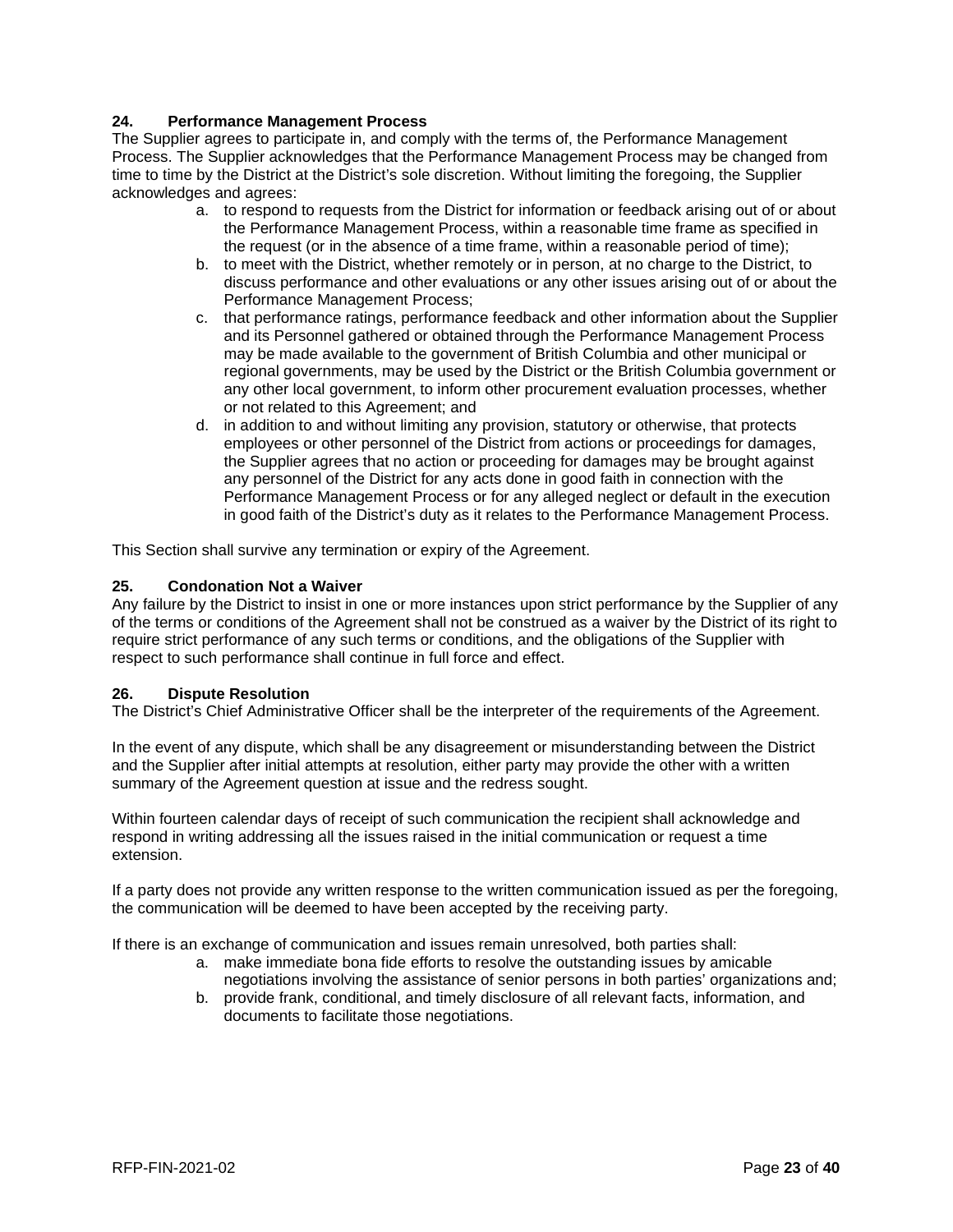### 24. Performance Management Process

The Supplier agrees to participate in, and comply with the terms of, the Performance Management Process. The Supplier acknowledges that the Performance Management Process may be changed from time to time by the District at the District's sole discretion. Without limiting the foregoing, the Supplier acknowledges and agrees:

a. to respond to requests from the District for information or feedback arising out of or about the Performance Management Process, within a reasonable time frame as specified in the request (or in the absence of a time frame, within a reasonable period of time);
b. to meet with the District, whether remotely or in person, at no charge to the District, to discuss performance and other evaluations or any other issues arising out of or about the Performance Management Process;
c. that performance ratings, performance feedback and other information about the Supplier and its Personnel gathered or obtained through the Performance Management Process may be made available to the government of British Columbia and other municipal or regional governments, may be used by the District or the British Columbia government or any other local government, to inform other procurement evaluation processes, whether or not related to this Agreement; and
d. in addition to and without limiting any provision, statutory or otherwise, that protects employees or other personnel of the District from actions or proceedings for damages, the Supplier agrees that no action or proceeding for damages may be brought against any personnel of the District for any acts done in good faith in connection with the Performance Management Process or for any alleged neglect or default in the execution in good faith of the District's duty as it relates to the Performance Management Process.

This Section shall survive any termination or expiry of the Agreement.

### 25. Condonation Not a Waiver

Any failure by the District to insist in one or more instances upon strict performance by the Supplier of any of the terms or conditions of the Agreement shall not be construed as a waiver by the District of its right to require strict performance of any such terms or conditions, and the obligations of the Supplier with respect to such performance shall continue in full force and effect.

### 26. Dispute Resolution

The District's Chief Administrative Officer shall be the interpreter of the requirements of the Agreement.

In the event of any dispute, which shall be any disagreement or misunderstanding between the District and the Supplier after initial attempts at resolution, either party may provide the other with a written summary of the Agreement question at issue and the redress sought.

Within fourteen calendar days of receipt of such communication the recipient shall acknowledge and respond in writing addressing all the issues raised in the initial communication or request a time extension.

If a party does not provide any written response to the written communication issued as per the foregoing, the communication will be deemed to have been accepted by the receiving party.

If there is an exchange of communication and issues remain unresolved, both parties shall:

a. make immediate bona fide efforts to resolve the outstanding issues by amicable negotiations involving the assistance of senior persons in both parties' organizations and;
b. provide frank, conditional, and timely disclosure of all relevant facts, information, and documents to facilitate those negotiations.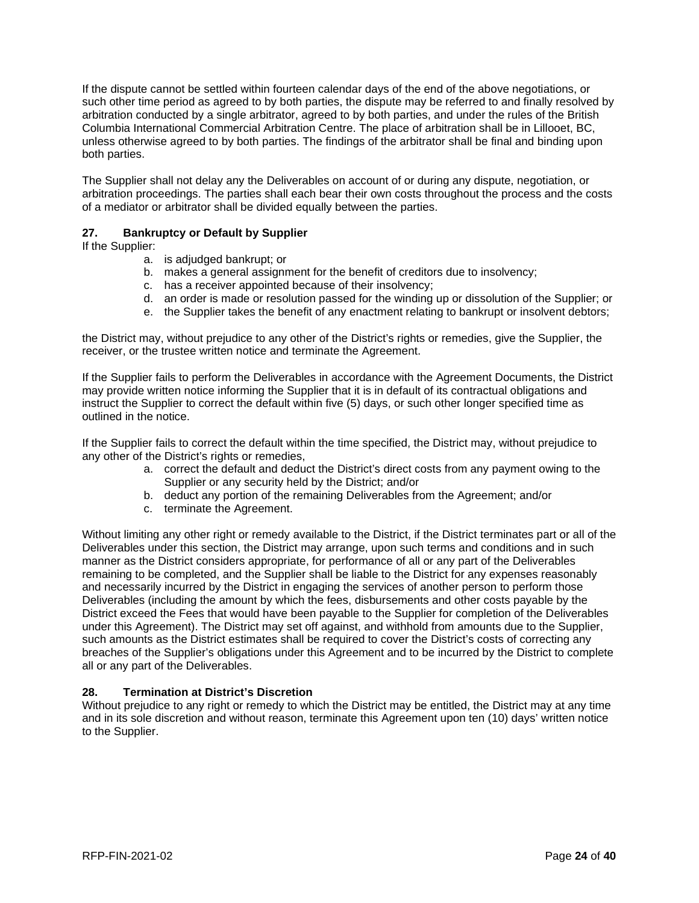If the dispute cannot be settled within fourteen calendar days of the end of the above negotiations, or such other time period as agreed to by both parties, the dispute may be referred to and finally resolved by arbitration conducted by a single arbitrator, agreed to by both parties, and under the rules of the British Columbia International Commercial Arbitration Centre. The place of arbitration shall be in Lillooet, BC, unless otherwise agreed to by both parties. The findings of the arbitrator shall be final and binding upon both parties.

The Supplier shall not delay any the Deliverables on account of or during any dispute, negotiation, or arbitration proceedings. The parties shall each bear their own costs throughout the process and the costs of a mediator or arbitrator shall be divided equally between the parties.

### 27. Bankruptcy or Default by Supplier

If the Supplier:

a. is adjudged bankrupt; or
b. makes a general assignment for the benefit of creditors due to insolvency;
c. has a receiver appointed because of their insolvency;
d. an order is made or resolution passed for the winding up or dissolution of the Supplier; or
e. the Supplier takes the benefit of any enactment relating to bankrupt or insolvent debtors;

the District may, without prejudice to any other of the District's rights or remedies, give the Supplier, the receiver, or the trustee written notice and terminate the Agreement.

If the Supplier fails to perform the Deliverables in accordance with the Agreement Documents, the District may provide written notice informing the Supplier that it is in default of its contractual obligations and instruct the Supplier to correct the default within five (5) days, or such other longer specified time as outlined in the notice.

If the Supplier fails to correct the default within the time specified, the District may, without prejudice to any other of the District's rights or remedies,

a. correct the default and deduct the District's direct costs from any payment owing to the Supplier or any security held by the District; and/or
b. deduct any portion of the remaining Deliverables from the Agreement; and/or
c. terminate the Agreement.

Without limiting any other right or remedy available to the District, if the District terminates part or all of the Deliverables under this section, the District may arrange, upon such terms and conditions and in such manner as the District considers appropriate, for performance of all or any part of the Deliverables remaining to be completed, and the Supplier shall be liable to the District for any expenses reasonably and necessarily incurred by the District in engaging the services of another person to perform those Deliverables (including the amount by which the fees, disbursements and other costs payable by the District exceed the Fees that would have been payable to the Supplier for completion of the Deliverables under this Agreement). The District may set off against, and withhold from amounts due to the Supplier, such amounts as the District estimates shall be required to cover the District's costs of correcting any breaches of the Supplier's obligations under this Agreement and to be incurred by the District to complete all or any part of the Deliverables.

### 28. Termination at District's Discretion

Without prejudice to any right or remedy to which the District may be entitled, the District may at any time and in its sole discretion and without reason, terminate this Agreement upon ten (10) days' written notice to the Supplier.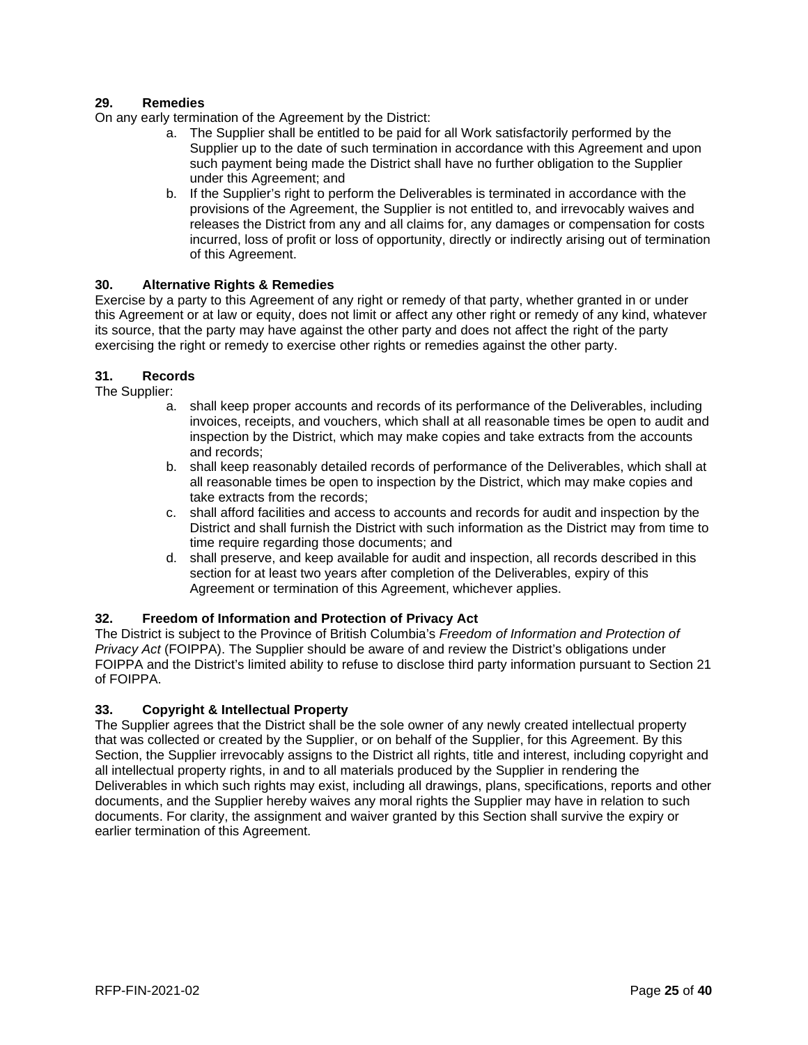### 29. Remedies

On any early termination of the Agreement by the District:

a. The Supplier shall be entitled to be paid for all Work satisfactorily performed by the Supplier up to the date of such termination in accordance with this Agreement and upon such payment being made the District shall have no further obligation to the Supplier under this Agreement; and

b. If the Supplier's right to perform the Deliverables is terminated in accordance with the provisions of the Agreement, the Supplier is not entitled to, and irrevocably waives and releases the District from any and all claims for, any damages or compensation for costs incurred, loss of profit or loss of opportunity, directly or indirectly arising out of termination of this Agreement.

### 30. Alternative Rights & Remedies

Exercise by a party to this Agreement of any right or remedy of that party, whether granted in or under this Agreement or at law or equity, does not limit or affect any other right or remedy of any kind, whatever its source, that the party may have against the other party and does not affect the right of the party exercising the right or remedy to exercise other rights or remedies against the other party.

### 31. Records

The Supplier:

a. shall keep proper accounts and records of its performance of the Deliverables, including invoices, receipts, and vouchers, which shall at all reasonable times be open to audit and inspection by the District, which may make copies and take extracts from the accounts and records;

b. shall keep reasonably detailed records of performance of the Deliverables, which shall at all reasonable times be open to inspection by the District, which may make copies and take extracts from the records;

c. shall afford facilities and access to accounts and records for audit and inspection by the District and shall furnish the District with such information as the District may from time to time require regarding those documents; and

d. shall preserve, and keep available for audit and inspection, all records described in this section for at least two years after completion of the Deliverables, expiry of this Agreement or termination of this Agreement, whichever applies.

### 32. Freedom of Information and Protection of Privacy Act

The District is subject to the Province of British Columbia's *Freedom of Information and Protection of Privacy Act* (FOIPPA). The Supplier should be aware of and review the District's obligations under FOIPPA and the District's limited ability to refuse to disclose third party information pursuant to Section 21 of FOIPPA.

### 33. Copyright & Intellectual Property

The Supplier agrees that the District shall be the sole owner of any newly created intellectual property that was collected or created by the Supplier, or on behalf of the Supplier, for this Agreement. By this Section, the Supplier irrevocably assigns to the District all rights, title and interest, including copyright and all intellectual property rights, in and to all materials produced by the Supplier in rendering the Deliverables in which such rights may exist, including all drawings, plans, specifications, reports and other documents, and the Supplier hereby waives any moral rights the Supplier may have in relation to such documents. For clarity, the assignment and waiver granted by this Section shall survive the expiry or earlier termination of this Agreement.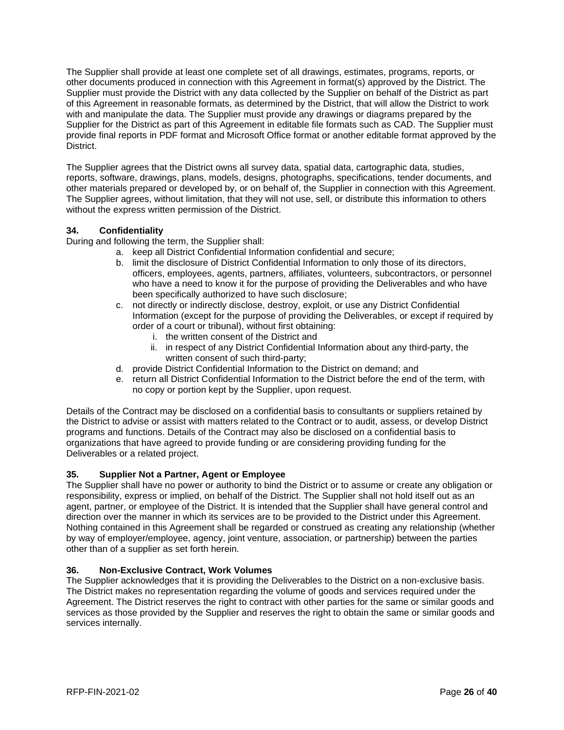The Supplier shall provide at least one complete set of all drawings, estimates, programs, reports, or other documents produced in connection with this Agreement in format(s) approved by the District. The Supplier must provide the District with any data collected by the Supplier on behalf of the District as part of this Agreement in reasonable formats, as determined by the District, that will allow the District to work with and manipulate the data. The Supplier must provide any drawings or diagrams prepared by the Supplier for the District as part of this Agreement in editable file formats such as CAD. The Supplier must provide final reports in PDF format and Microsoft Office format or another editable format approved by the District.

The Supplier agrees that the District owns all survey data, spatial data, cartographic data, studies, reports, software, drawings, plans, models, designs, photographs, specifications, tender documents, and other materials prepared or developed by, or on behalf of, the Supplier in connection with this Agreement. The Supplier agrees, without limitation, that they will not use, sell, or distribute this information to others without the express written permission of the District.

### 34. Confidentiality

During and following the term, the Supplier shall:

a. keep all District Confidential Information confidential and secure;
b. limit the disclosure of District Confidential Information to only those of its directors, officers, employees, agents, partners, affiliates, volunteers, subcontractors, or personnel who have a need to know it for the purpose of providing the Deliverables and who have been specifically authorized to have such disclosure;
c. not directly or indirectly disclose, destroy, exploit, or use any District Confidential Information (except for the purpose of providing the Deliverables, or except if required by order of a court or tribunal), without first obtaining:
   i. the written consent of the District and
   ii. in respect of any District Confidential Information about any third-party, the written consent of such third-party;
d. provide District Confidential Information to the District on demand; and
e. return all District Confidential Information to the District before the end of the term, with no copy or portion kept by the Supplier, upon request.

Details of the Contract may be disclosed on a confidential basis to consultants or suppliers retained by the District to advise or assist with matters related to the Contract or to audit, assess, or develop District programs and functions. Details of the Contract may also be disclosed on a confidential basis to organizations that have agreed to provide funding or are considering providing funding for the Deliverables or a related project.

### 35. Supplier Not a Partner, Agent or Employee

The Supplier shall have no power or authority to bind the District or to assume or create any obligation or responsibility, express or implied, on behalf of the District. The Supplier shall not hold itself out as an agent, partner, or employee of the District. It is intended that the Supplier shall have general control and direction over the manner in which its services are to be provided to the District under this Agreement. Nothing contained in this Agreement shall be regarded or construed as creating any relationship (whether by way of employer/employee, agency, joint venture, association, or partnership) between the parties other than of a supplier as set forth herein.

### 36. Non-Exclusive Contract, Work Volumes

The Supplier acknowledges that it is providing the Deliverables to the District on a non-exclusive basis. The District makes no representation regarding the volume of goods and services required under the Agreement. The District reserves the right to contract with other parties for the same or similar goods and services as those provided by the Supplier and reserves the right to obtain the same or similar goods and services internally.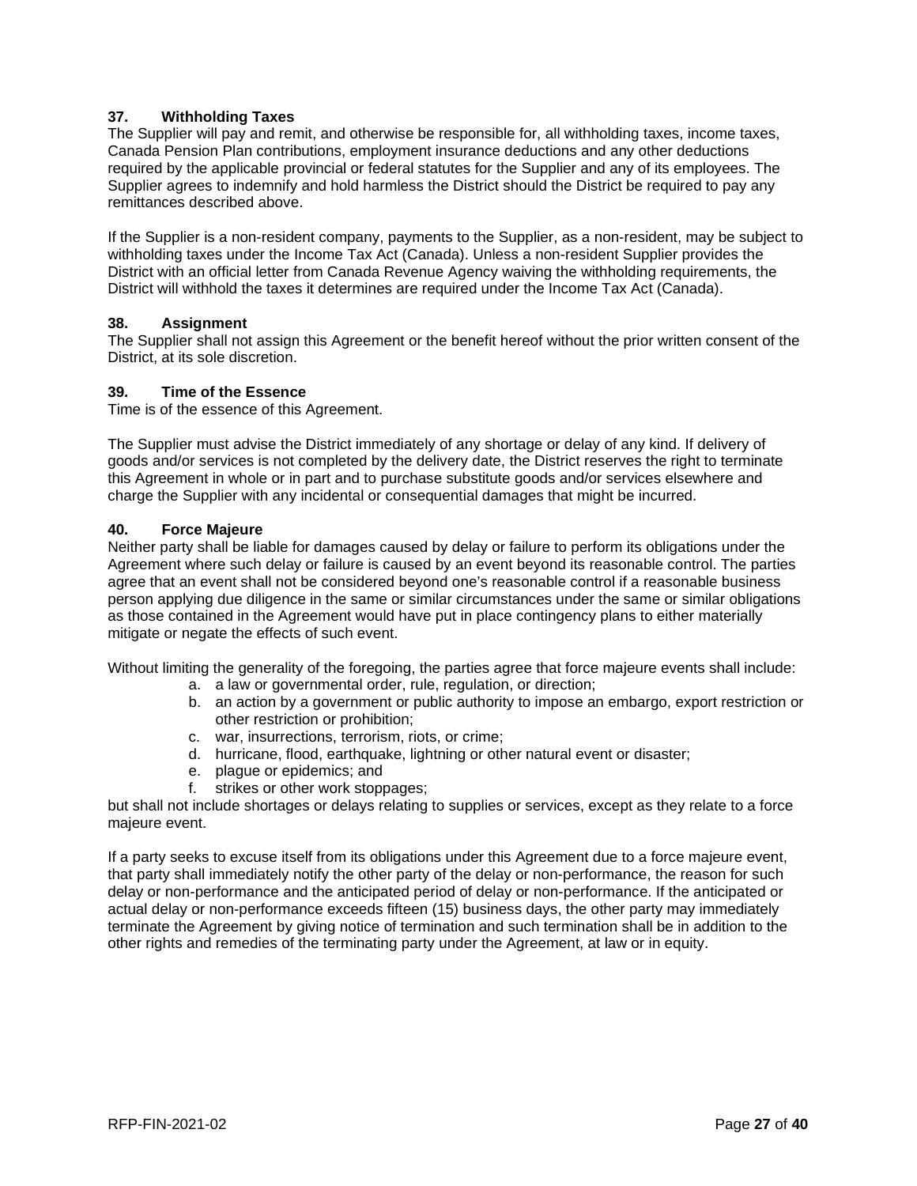### 37. Withholding Taxes

The Supplier will pay and remit, and otherwise be responsible for, all withholding taxes, income taxes, Canada Pension Plan contributions, employment insurance deductions and any other deductions required by the applicable provincial or federal statutes for the Supplier and any of its employees. The Supplier agrees to indemnify and hold harmless the District should the District be required to pay any remittances described above.

If the Supplier is a non-resident company, payments to the Supplier, as a non-resident, may be subject to withholding taxes under the Income Tax Act (Canada). Unless a non-resident Supplier provides the District with an official letter from Canada Revenue Agency waiving the withholding requirements, the District will withhold the taxes it determines are required under the Income Tax Act (Canada).

### 38. Assignment

The Supplier shall not assign this Agreement or the benefit hereof without the prior written consent of the District, at its sole discretion.

### 39. Time of the Essence

Time is of the essence of this Agreement.

The Supplier must advise the District immediately of any shortage or delay of any kind. If delivery of goods and/or services is not completed by the delivery date, the District reserves the right to terminate this Agreement in whole or in part and to purchase substitute goods and/or services elsewhere and charge the Supplier with any incidental or consequential damages that might be incurred.

### 40. Force Majeure

Neither party shall be liable for damages caused by delay or failure to perform its obligations under the Agreement where such delay or failure is caused by an event beyond its reasonable control. The parties agree that an event shall not be considered beyond one's reasonable control if a reasonable business person applying due diligence in the same or similar circumstances under the same or similar obligations as those contained in the Agreement would have put in place contingency plans to either materially mitigate or negate the effects of such event.

Without limiting the generality of the foregoing, the parties agree that force majeure events shall include:

a. a law or governmental order, rule, regulation, or direction;
b. an action by a government or public authority to impose an embargo, export restriction or other restriction or prohibition;
c. war, insurrections, terrorism, riots, or crime;
d. hurricane, flood, earthquake, lightning or other natural event or disaster;
e. plague or epidemics; and
f. strikes or other work stoppages;

but shall not include shortages or delays relating to supplies or services, except as they relate to a force majeure event.

If a party seeks to excuse itself from its obligations under this Agreement due to a force majeure event, that party shall immediately notify the other party of the delay or non-performance, the reason for such delay or non-performance and the anticipated period of delay or non-performance. If the anticipated or actual delay or non-performance exceeds fifteen (15) business days, the other party may immediately terminate the Agreement by giving notice of termination and such termination shall be in addition to the other rights and remedies of the terminating party under the Agreement, at law or in equity.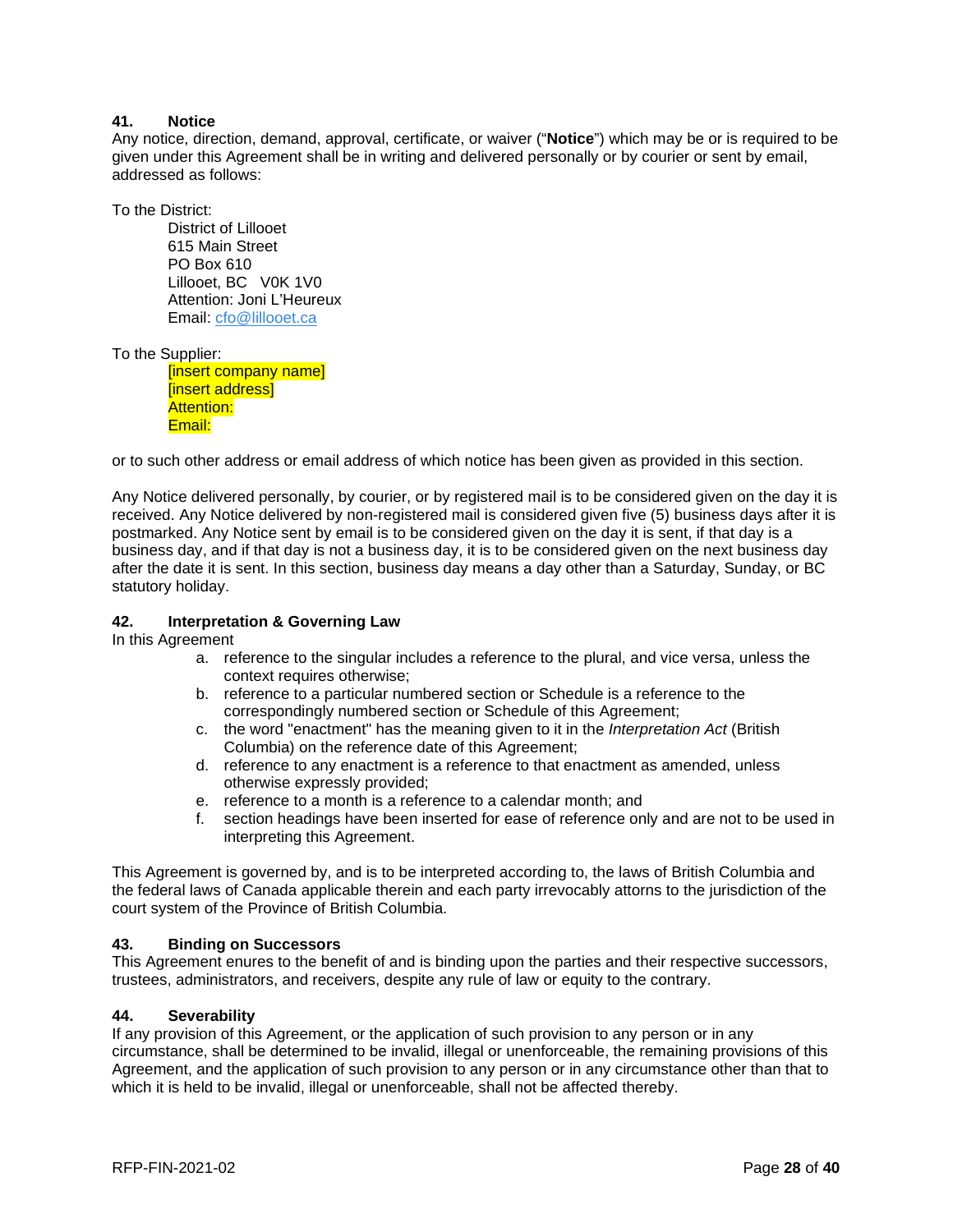### 41. Notice

Any notice, direction, demand, approval, certificate, or waiver ("**Notice**") which may be or is required to be given under this Agreement shall be in writing and delivered personally or by courier or sent by email, addressed as follows:

To the District:

> District of Lillooet
> 615 Main Street
> PO Box 610
> Lillooet, BC V0K 1V0
> Attention: Joni L'Heureux
> Email: cfo@lillooet.ca

To the Supplier:

> [insert company name]
> [insert address]
> Attention:
> Email:

or to such other address or email address of which notice has been given as provided in this section.

Any Notice delivered personally, by courier, or by registered mail is to be considered given on the day it is received. Any Notice delivered by non-registered mail is considered given five (5) business days after it is postmarked. Any Notice sent by email is to be considered given on the day it is sent, if that day is a business day, and if that day is not a business day, it is to be considered given on the next business day after the date it is sent. In this section, business day means a day other than a Saturday, Sunday, or BC statutory holiday.

### 42. Interpretation & Governing Law

In this Agreement

a. reference to the singular includes a reference to the plural, and vice versa, unless the context requires otherwise;
b. reference to a particular numbered section or Schedule is a reference to the correspondingly numbered section or Schedule of this Agreement;
c. the word "enactment" has the meaning given to it in the *Interpretation Act* (British Columbia) on the reference date of this Agreement;
d. reference to any enactment is a reference to that enactment as amended, unless otherwise expressly provided;
e. reference to a month is a reference to a calendar month; and
f. section headings have been inserted for ease of reference only and are not to be used in interpreting this Agreement.

This Agreement is governed by, and is to be interpreted according to, the laws of British Columbia and the federal laws of Canada applicable therein and each party irrevocably attorns to the jurisdiction of the court system of the Province of British Columbia.

### 43. Binding on Successors

This Agreement enures to the benefit of and is binding upon the parties and their respective successors, trustees, administrators, and receivers, despite any rule of law or equity to the contrary.

### 44. Severability

If any provision of this Agreement, or the application of such provision to any person or in any circumstance, shall be determined to be invalid, illegal or unenforceable, the remaining provisions of this Agreement, and the application of such provision to any person or in any circumstance other than that to which it is held to be invalid, illegal or unenforceable, shall not be affected thereby.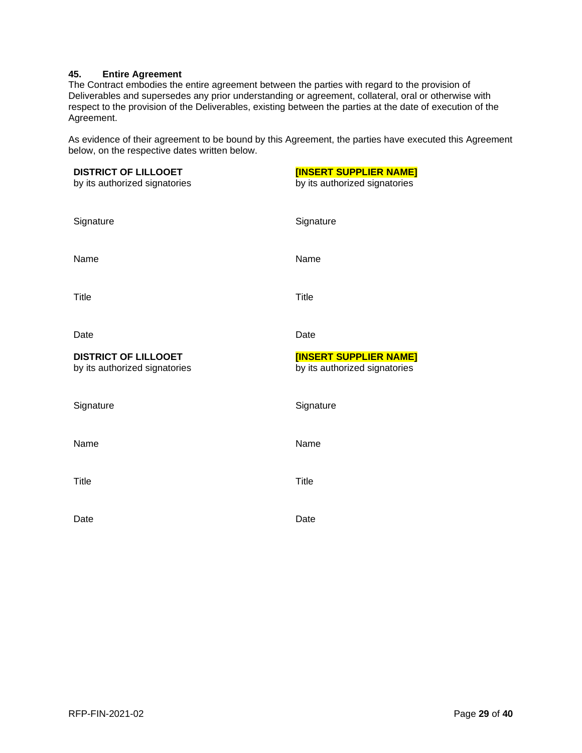### 45. Entire Agreement

The Contract embodies the entire agreement between the parties with regard to the provision of Deliverables and supersedes any prior understanding or agreement, collateral, oral or otherwise with respect to the provision of the Deliverables, existing between the parties at the date of execution of the Agreement.

As evidence of their agreement to be bound by this Agreement, the parties have executed this Agreement below, on the respective dates written below.

| | |
|---|---|
| **DISTRICT OF LILLOOET**<br>by its authorized signatories | **[INSERT SUPPLIER NAME]**<br>by its authorized signatories |
| Signature | Signature |
| Name | Name |
| Title | Title |
| Date | Date |
| **DISTRICT OF LILLOOET**<br>by its authorized signatories | **[INSERT SUPPLIER NAME]**<br>by its authorized signatories |
| Signature | Signature |
| Name | Name |
| Title | Title |
| Date | Date |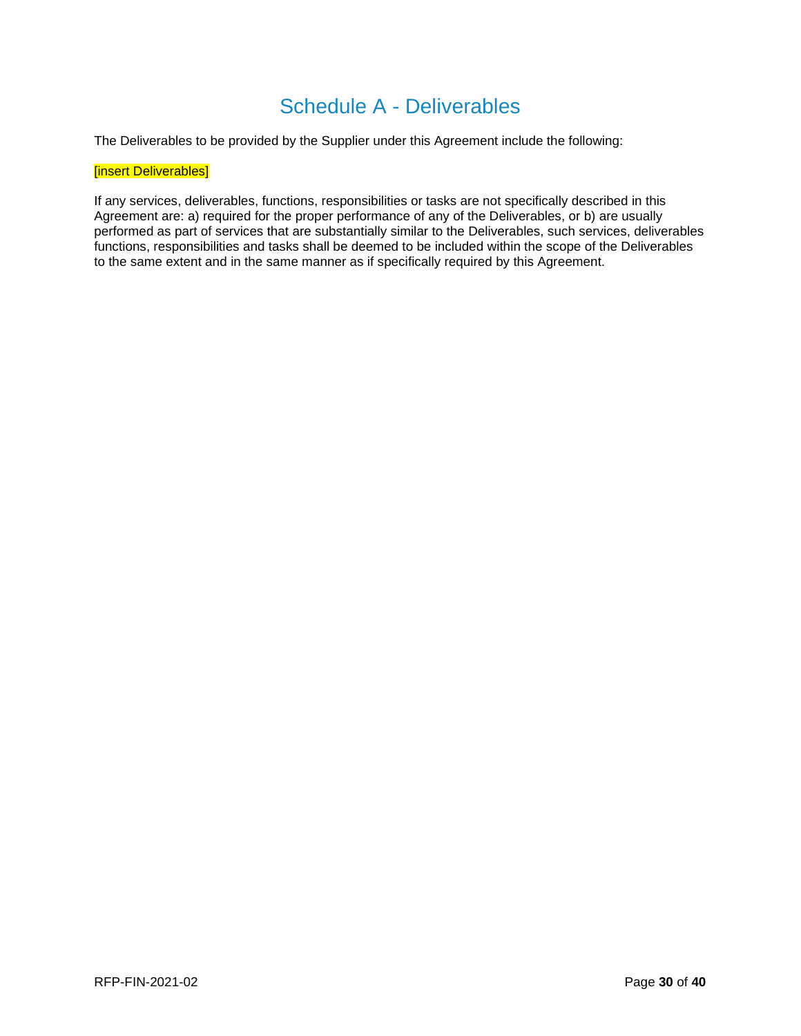# Schedule A - Deliverables

The Deliverables to be provided by the Supplier under this Agreement include the following:

[insert Deliverables]

If any services, deliverables, functions, responsibilities or tasks are not specifically described in this Agreement are: a) required for the proper performance of any of the Deliverables, or b) are usually performed as part of services that are substantially similar to the Deliverables, such services, deliverables functions, responsibilities and tasks shall be deemed to be included within the scope of the Deliverables to the same extent and in the same manner as if specifically required by this Agreement.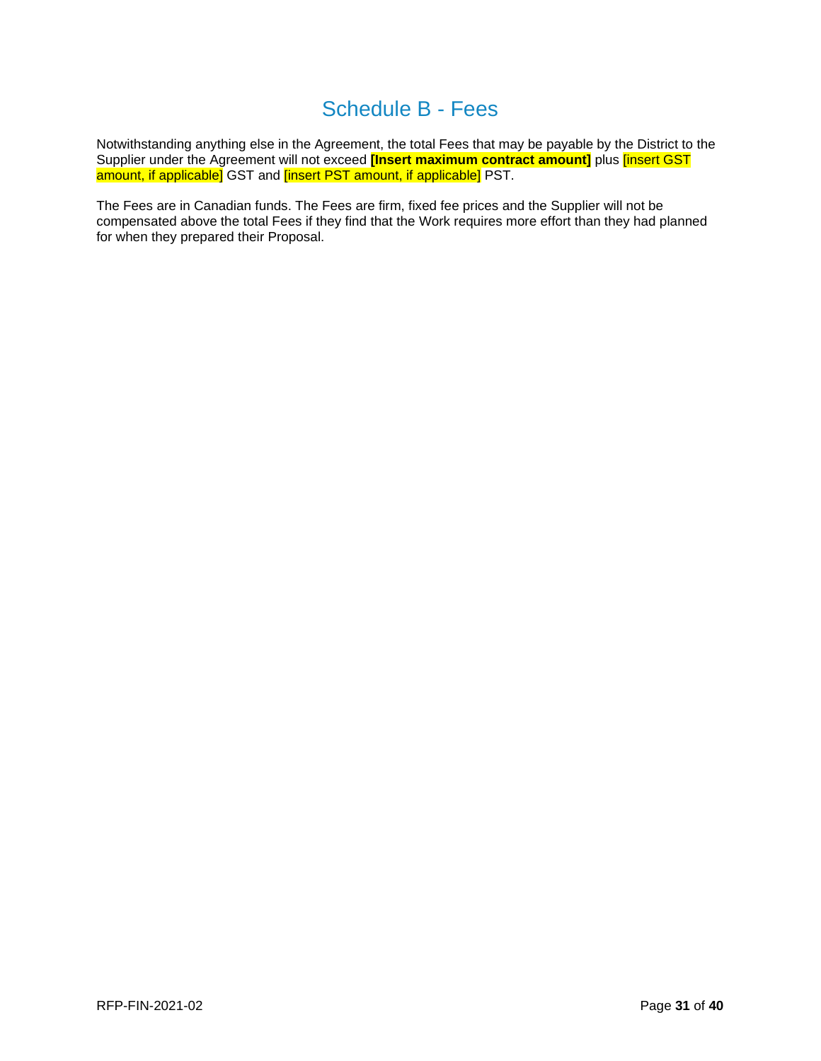# Schedule B - Fees

Notwithstanding anything else in the Agreement, the total Fees that may be payable by the District to the Supplier under the Agreement will not exceed **[Insert maximum contract amount]** plus [insert GST amount, if applicable] GST and [insert PST amount, if applicable] PST.

The Fees are in Canadian funds. The Fees are firm, fixed fee prices and the Supplier will not be compensated above the total Fees if they find that the Work requires more effort than they had planned for when they prepared their Proposal.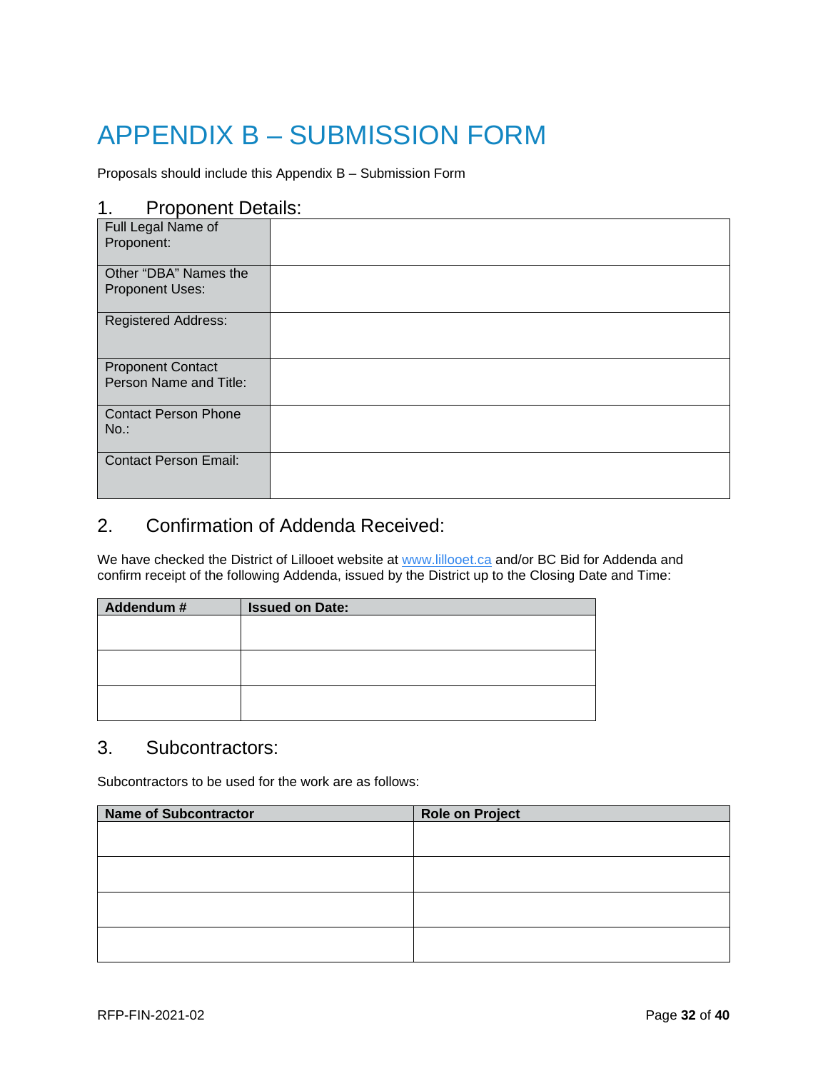# APPENDIX B – SUBMISSION FORM

Proposals should include this Appendix B – Submission Form

## 1. Proponent Details:

| Full Legal Name of Proponent: | |
|---|---|
| Other "DBA" Names the Proponent Uses: | |
| Registered Address: | |
| Proponent Contact Person Name and Title: | |
| Contact Person Phone No.: | |
| Contact Person Email: | |

## 2. Confirmation of Addenda Received:

We have checked the District of Lillooet website at www.lillooet.ca and/or BC Bid for Addenda and confirm receipt of the following Addenda, issued by the District up to the Closing Date and Time:

| **Addendum #** | **Issued on Date:** |
|---|---|
| | |
| | |
| | |

## 3. Subcontractors:

Subcontractors to be used for the work are as follows:

| **Name of Subcontractor** | **Role on Project** |
|---|---|
| | |
| | |
| | |
| | |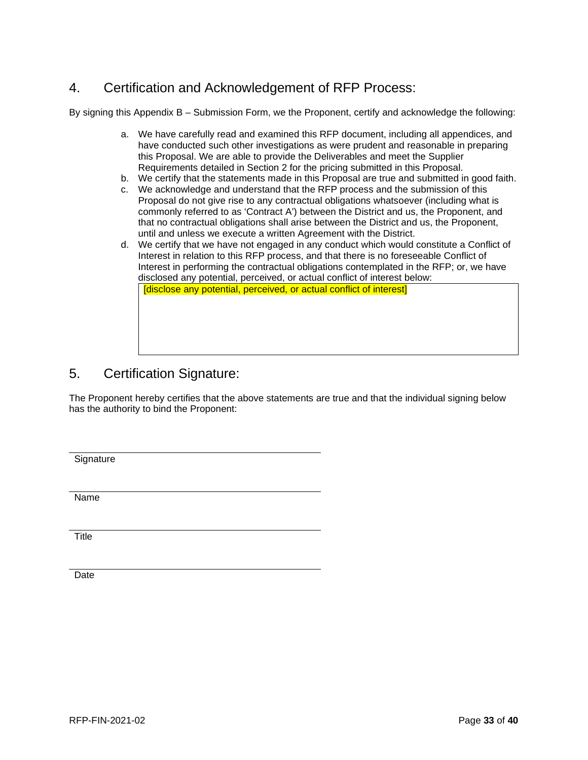## 4. Certification and Acknowledgement of RFP Process:

By signing this Appendix B – Submission Form, we the Proponent, certify and acknowledge the following:

a. We have carefully read and examined this RFP document, including all appendices, and have conducted such other investigations as were prudent and reasonable in preparing this Proposal. We are able to provide the Deliverables and meet the Supplier Requirements detailed in Section 2 for the pricing submitted in this Proposal.
b. We certify that the statements made in this Proposal are true and submitted in good faith.
c. We acknowledge and understand that the RFP process and the submission of this Proposal do not give rise to any contractual obligations whatsoever (including what is commonly referred to as 'Contract A') between the District and us, the Proponent, and that no contractual obligations shall arise between the District and us, the Proponent, until and unless we execute a written Agreement with the District.
d. We certify that we have not engaged in any conduct which would constitute a Conflict of Interest in relation to this RFP process, and that there is no foreseeable Conflict of Interest in performing the contractual obligations contemplated in the RFP; or, we have disclosed any potential, perceived, or actual conflict of interest below:

| [disclose any potential, perceived, or actual conflict of interest] |
|---|

## 5. Certification Signature:

The Proponent hereby certifies that the above statements are true and that the individual signing below has the authority to bind the Proponent:

\_\_\_\_\_\_\_\_\_\_\_\_\_\_\_\_\_\_\_\_\_\_\_\_\_\_\_\_\_\_\_\_\_\_\_\_\_\_\_\_
Signature

\_\_\_\_\_\_\_\_\_\_\_\_\_\_\_\_\_\_\_\_\_\_\_\_\_\_\_\_\_\_\_\_\_\_\_\_\_\_\_\_
Name

\_\_\_\_\_\_\_\_\_\_\_\_\_\_\_\_\_\_\_\_\_\_\_\_\_\_\_\_\_\_\_\_\_\_\_\_\_\_\_\_
Title

\_\_\_\_\_\_\_\_\_\_\_\_\_\_\_\_\_\_\_\_\_\_\_\_\_\_\_\_\_\_\_\_\_\_\_\_\_\_\_\_
Date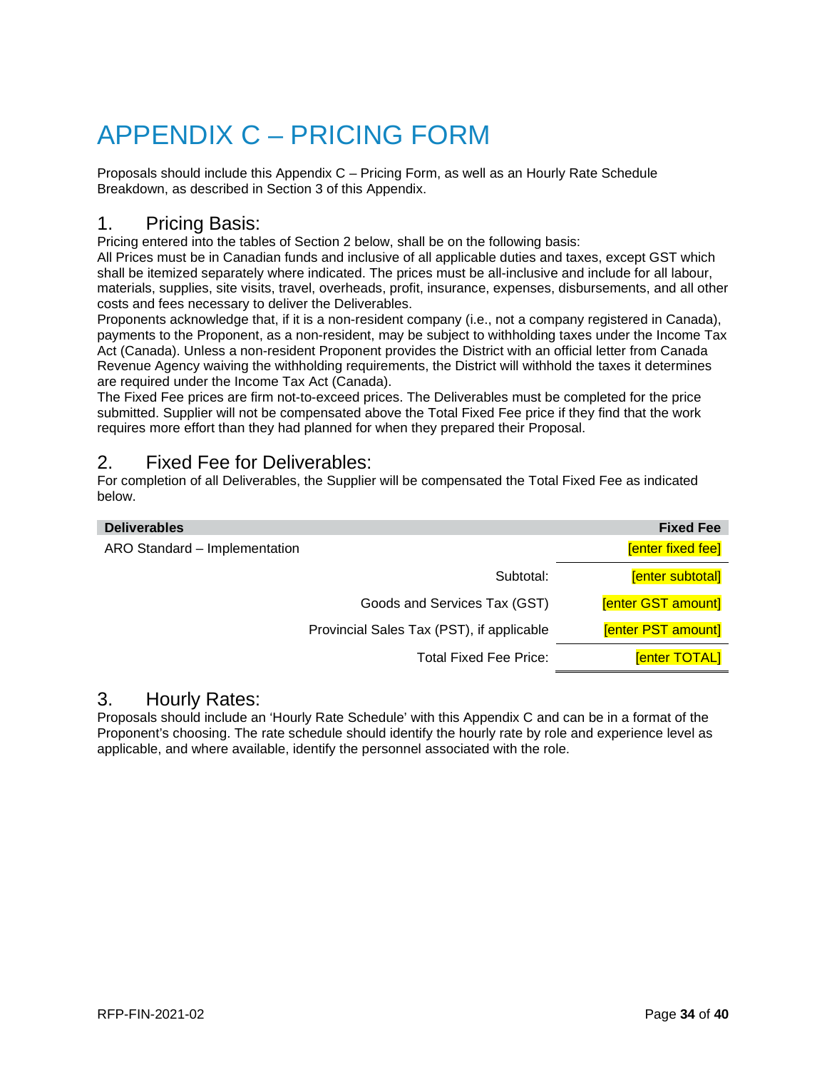# APPENDIX C – PRICING FORM

Proposals should include this Appendix C – Pricing Form, as well as an Hourly Rate Schedule Breakdown, as described in Section 3 of this Appendix.

## 1. Pricing Basis:

Pricing entered into the tables of Section 2 below, shall be on the following basis:

All Prices must be in Canadian funds and inclusive of all applicable duties and taxes, except GST which shall be itemized separately where indicated. The prices must be all-inclusive and include for all labour, materials, supplies, site visits, travel, overheads, profit, insurance, expenses, disbursements, and all other costs and fees necessary to deliver the Deliverables.

Proponents acknowledge that, if it is a non-resident company (i.e., not a company registered in Canada), payments to the Proponent, as a non-resident, may be subject to withholding taxes under the Income Tax Act (Canada). Unless a non-resident Proponent provides the District with an official letter from Canada Revenue Agency waiving the withholding requirements, the District will withhold the taxes it determines are required under the Income Tax Act (Canada).

The Fixed Fee prices are firm not-to-exceed prices. The Deliverables must be completed for the price submitted. Supplier will not be compensated above the Total Fixed Fee price if they find that the work requires more effort than they had planned for when they prepared their Proposal.

## 2. Fixed Fee for Deliverables:

For completion of all Deliverables, the Supplier will be compensated the Total Fixed Fee as indicated below.

| Deliverables | Fixed Fee |
|---|---|
| ARO Standard – Implementation | [enter fixed fee] |
| Subtotal: | [enter subtotal] |
| Goods and Services Tax (GST) | [enter GST amount] |
| Provincial Sales Tax (PST), if applicable | [enter PST amount] |
| Total Fixed Fee Price: | [enter TOTAL] |

## 3. Hourly Rates:

Proposals should include an 'Hourly Rate Schedule' with this Appendix C and can be in a format of the Proponent's choosing. The rate schedule should identify the hourly rate by role and experience level as applicable, and where available, identify the personnel associated with the role.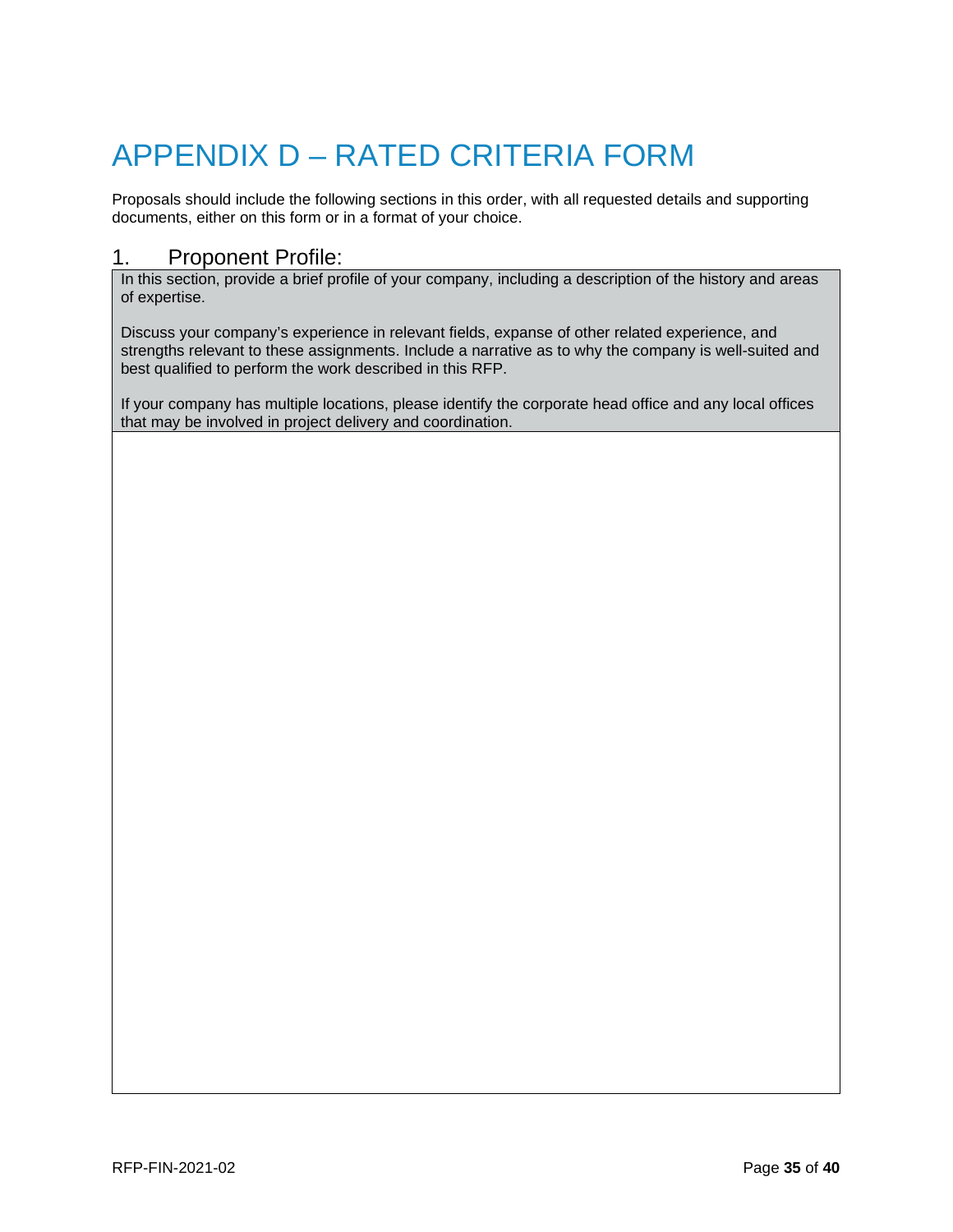# APPENDIX D – RATED CRITERIA FORM

Proposals should include the following sections in this order, with all requested details and supporting documents, either on this form or in a format of your choice.

## 1. Proponent Profile:

| In this section, provide a brief profile of your company, including a description of the history and areas of expertise.<br><br>Discuss your company's experience in relevant fields, expanse of other related experience, and strengths relevant to these assignments. Include a narrative as to why the company is well-suited and best qualified to perform the work described in this RFP.<br><br>If your company has multiple locations, please identify the corporate head office and any local offices that may be involved in project delivery and coordination. |
| --- |
| |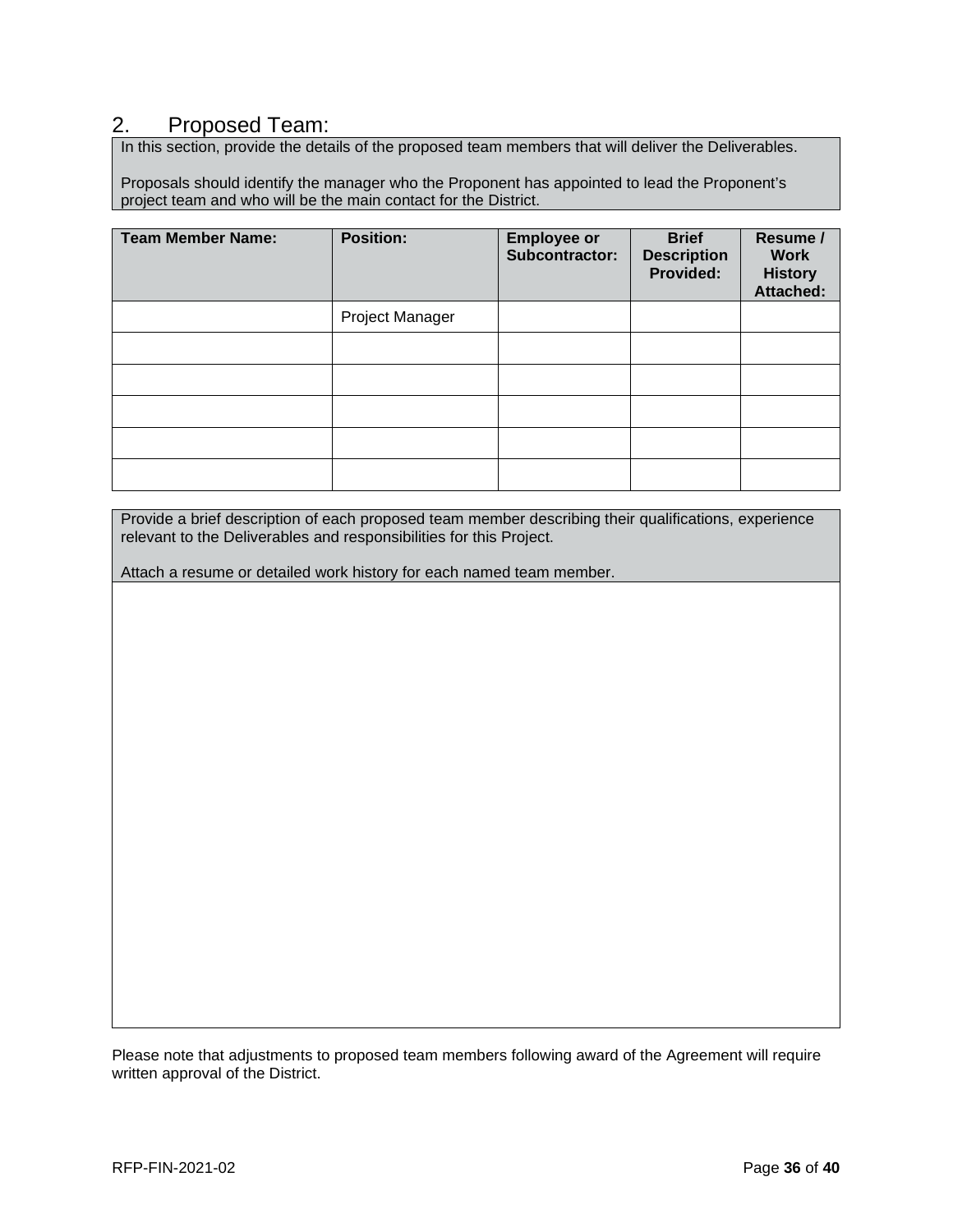## 2. Proposed Team:

In this section, provide the details of the proposed team members that will deliver the Deliverables.

Proposals should identify the manager who the Proponent has appointed to lead the Proponent's project team and who will be the main contact for the District.

| Team Member Name: | Position: | Employee or Subcontractor: | Brief Description Provided: | Resume / Work History Attached: |
|---|---|---|---|---|
| | Project Manager | | | |
| | | | | |
| | | | | |
| | | | | |
| | | | | |
| | | | | |

Provide a brief description of each proposed team member describing their qualifications, experience relevant to the Deliverables and responsibilities for this Project.

Attach a resume or detailed work history for each named team member.

Please note that adjustments to proposed team members following award of the Agreement will require written approval of the District.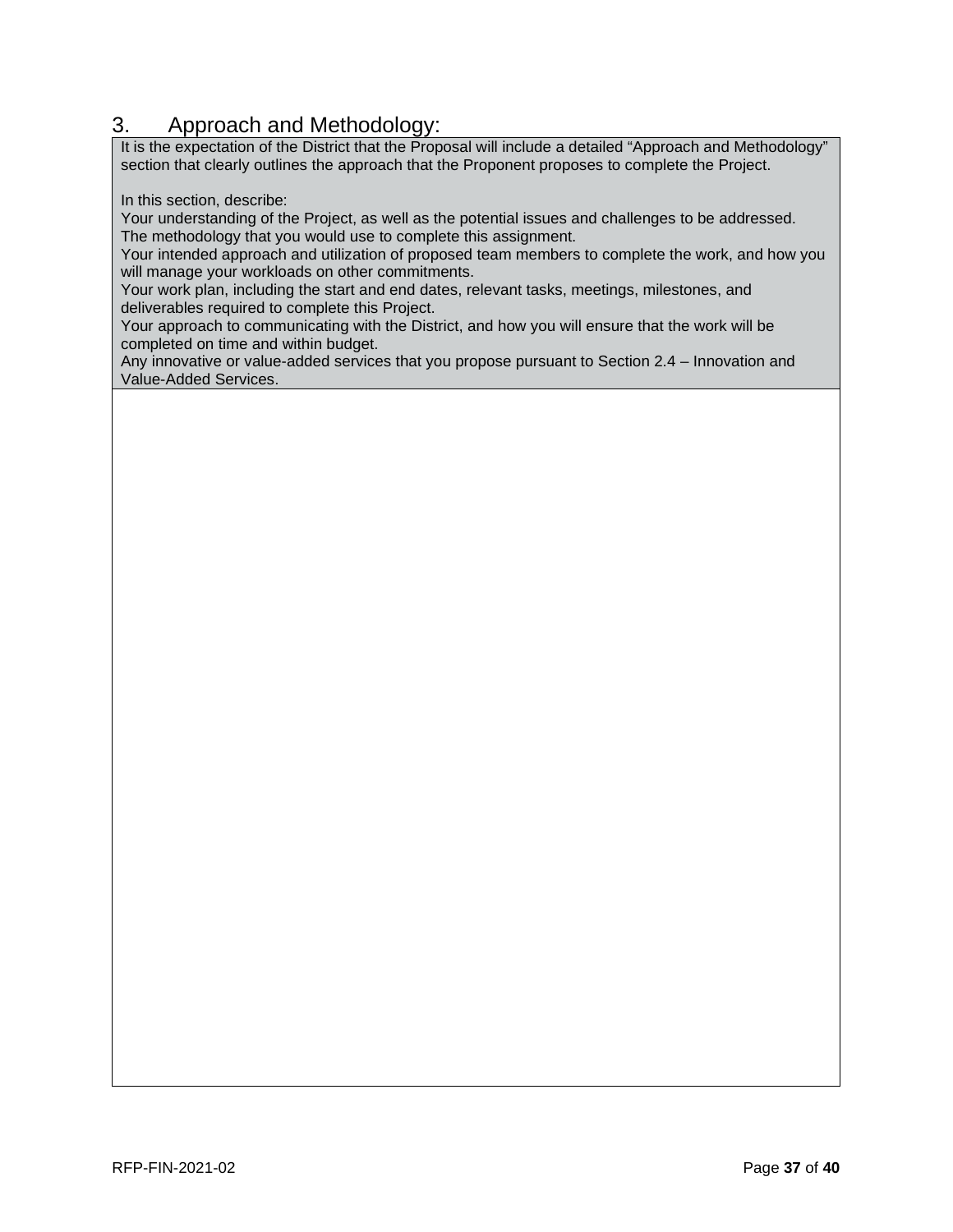## 3. Approach and Methodology:

It is the expectation of the District that the Proposal will include a detailed "Approach and Methodology" section that clearly outlines the approach that the Proponent proposes to complete the Project.

In this section, describe:

Your understanding of the Project, as well as the potential issues and challenges to be addressed.

The methodology that you would use to complete this assignment.

Your intended approach and utilization of proposed team members to complete the work, and how you will manage your workloads on other commitments.

Your work plan, including the start and end dates, relevant tasks, meetings, milestones, and deliverables required to complete this Project.

Your approach to communicating with the District, and how you will ensure that the work will be completed on time and within budget.

Any innovative or value-added services that you propose pursuant to Section 2.4 – Innovation and Value-Added Services.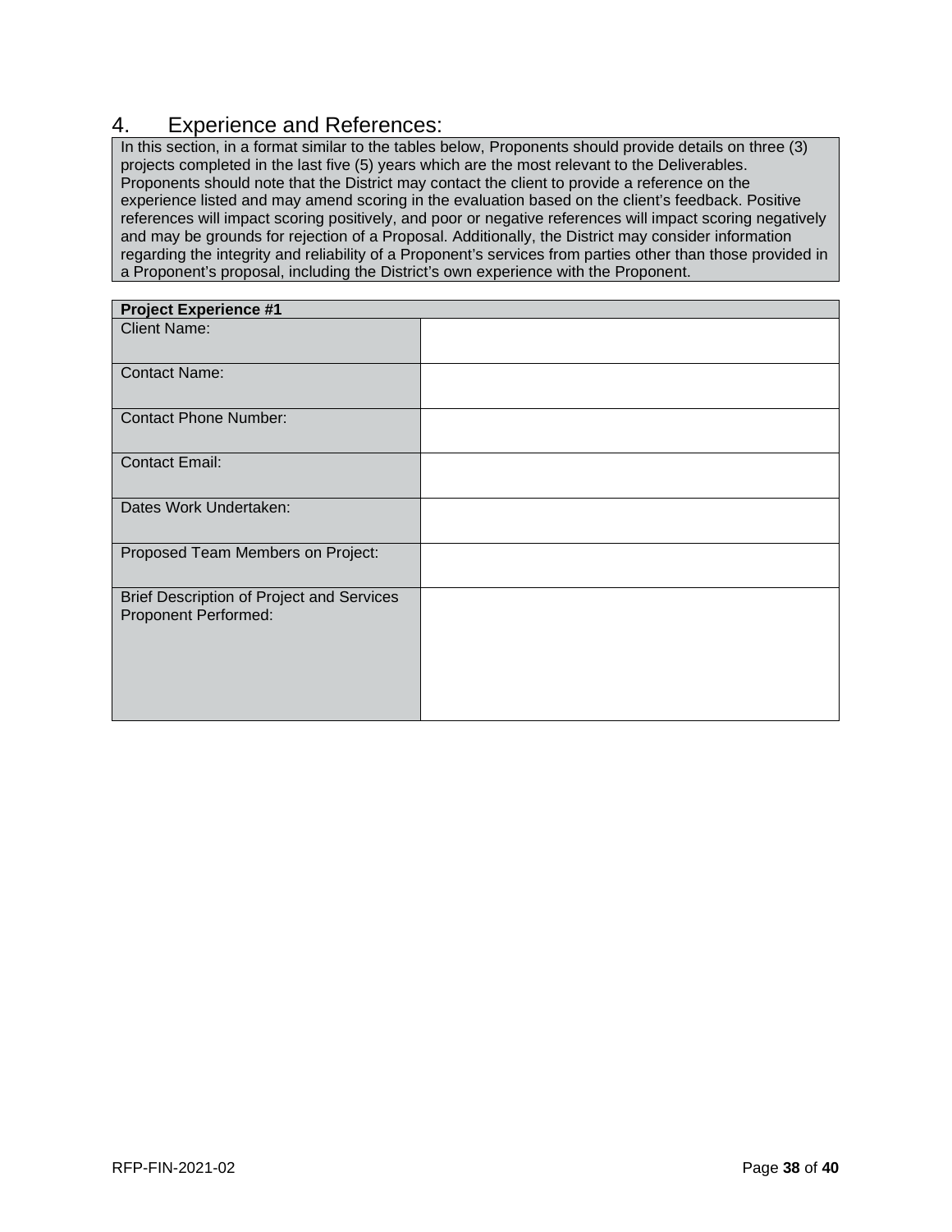## 4. Experience and References:

In this section, in a format similar to the tables below, Proponents should provide details on three (3) projects completed in the last five (5) years which are the most relevant to the Deliverables. Proponents should note that the District may contact the client to provide a reference on the experience listed and may amend scoring in the evaluation based on the client's feedback. Positive references will impact scoring positively, and poor or negative references will impact scoring negatively and may be grounds for rejection of a Proposal. Additionally, the District may consider information regarding the integrity and reliability of a Proponent's services from parties other than those provided in a Proponent's proposal, including the District's own experience with the Proponent.

| **Project Experience #1** | |
|---|---|
| Client Name: | |
| Contact Name: | |
| Contact Phone Number: | |
| Contact Email: | |
| Dates Work Undertaken: | |
| Proposed Team Members on Project: | |
| Brief Description of Project and Services Proponent Performed: | |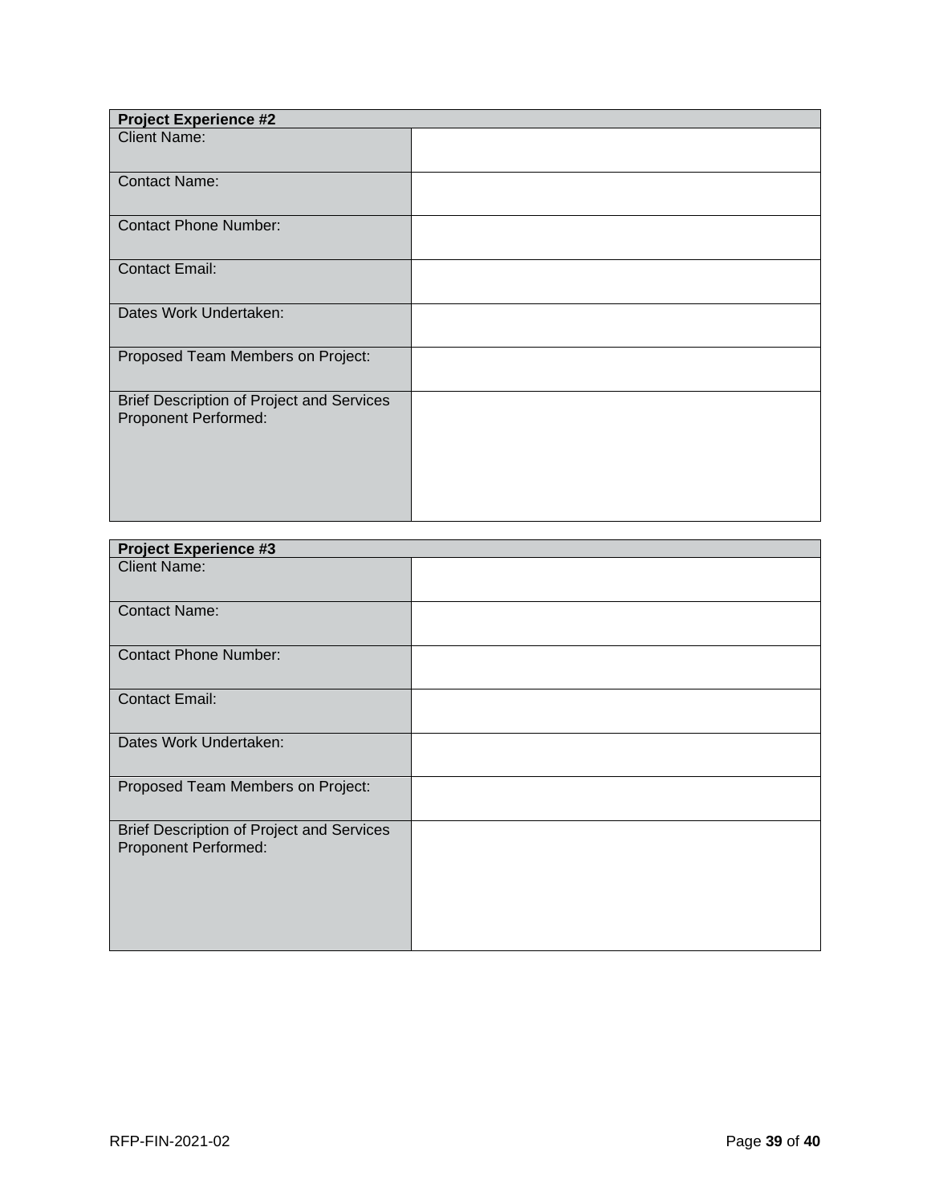| Project Experience #2 | |
|---|---|
| Client Name: | |
| Contact Name: | |
| Contact Phone Number: | |
| Contact Email: | |
| Dates Work Undertaken: | |
| Proposed Team Members on Project: | |
| Brief Description of Project and Services Proponent Performed: | |

| Project Experience #3 | |
|---|---|
| Client Name: | |
| Contact Name: | |
| Contact Phone Number: | |
| Contact Email: | |
| Dates Work Undertaken: | |
| Proposed Team Members on Project: | |
| Brief Description of Project and Services Proponent Performed: | |